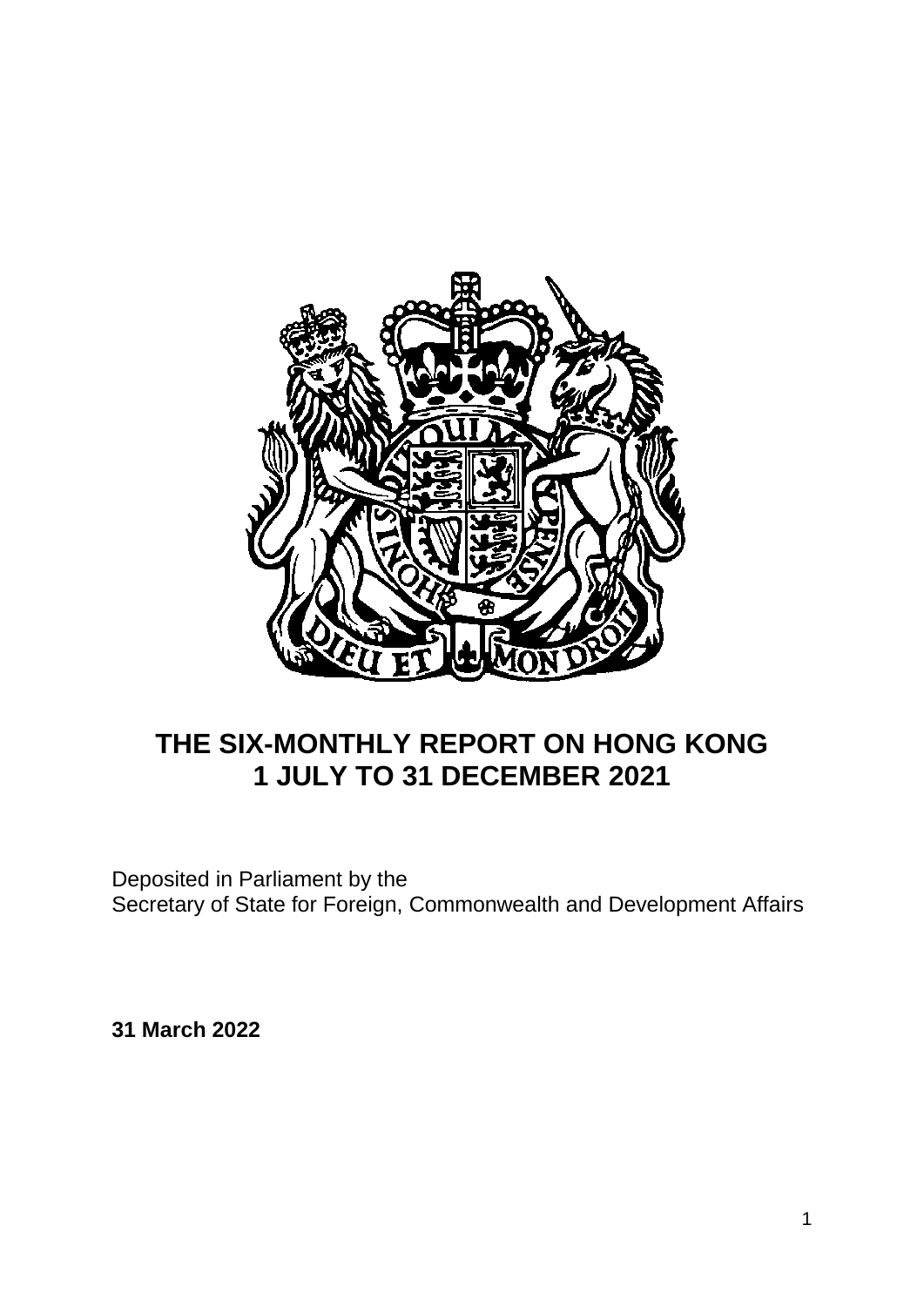# THE SIX-MONTHLY REPORT ON HONG KONG
# 1 JULY TO 31 DECEMBER 2021

Deposited in Parliament by the
Secretary of State for Foreign, Commonwealth and Development Affairs

**31 March 2022**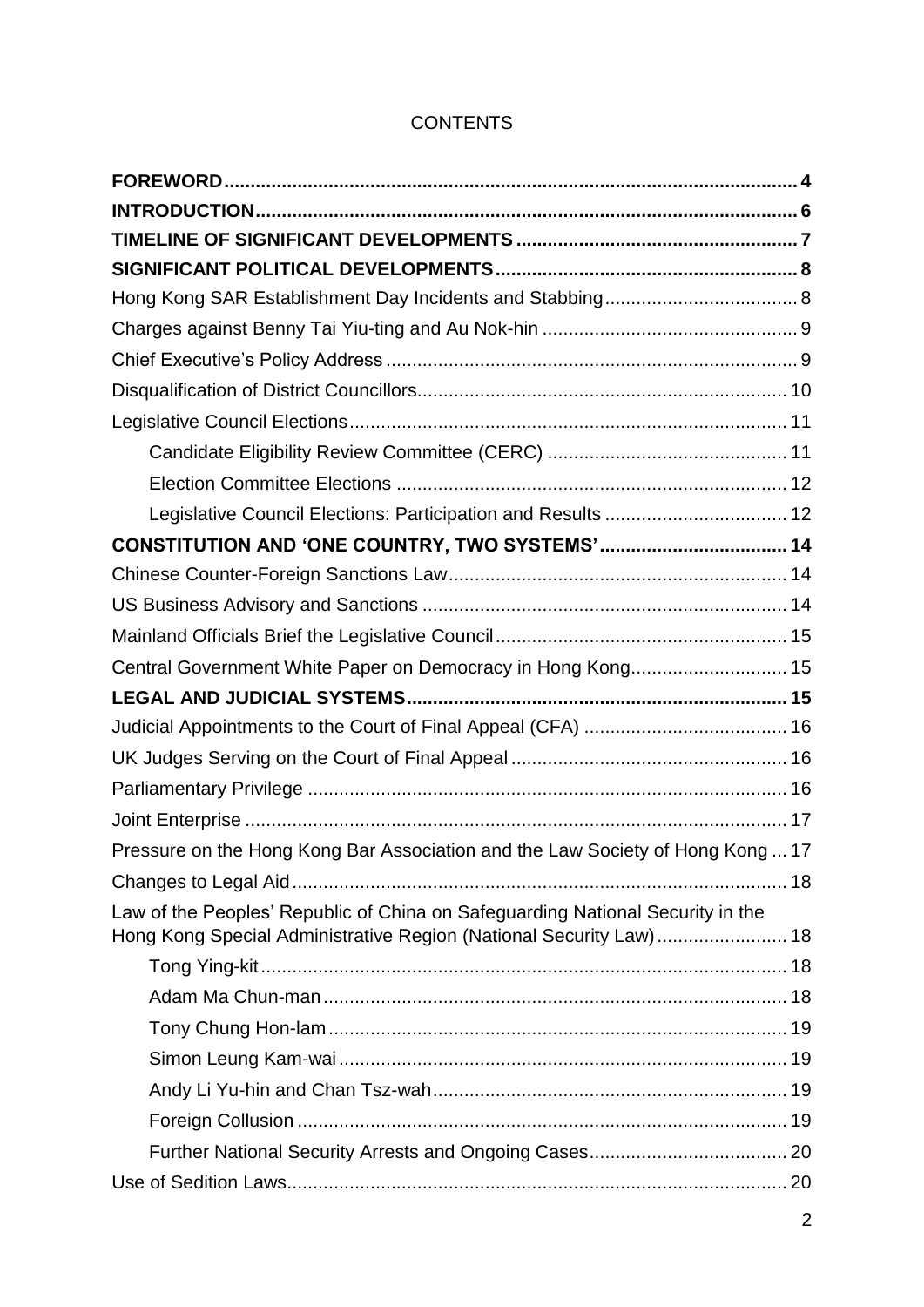# CONTENTS

| | |
|---|---|
| **FOREWORD** | **4** |
| **INTRODUCTION** | **6** |
| **TIMELINE OF SIGNIFICANT DEVELOPMENTS** | **7** |
| **SIGNIFICANT POLITICAL DEVELOPMENTS** | **8** |
| Hong Kong SAR Establishment Day Incidents and Stabbing | 8 |
| Charges against Benny Tai Yiu-ting and Au Nok-hin | 9 |
| Chief Executive's Policy Address | 9 |
| Disqualification of District Councillors | 10 |
| Legislative Council Elections | 11 |
| &nbsp;&nbsp;&nbsp;&nbsp;Candidate Eligibility Review Committee (CERC) | 11 |
| &nbsp;&nbsp;&nbsp;&nbsp;Election Committee Elections | 12 |
| &nbsp;&nbsp;&nbsp;&nbsp;Legislative Council Elections: Participation and Results | 12 |
| **CONSTITUTION AND 'ONE COUNTRY, TWO SYSTEMS'** | **14** |
| Chinese Counter-Foreign Sanctions Law | 14 |
| US Business Advisory and Sanctions | 14 |
| Mainland Officials Brief the Legislative Council | 15 |
| Central Government White Paper on Democracy in Hong Kong | 15 |
| **LEGAL AND JUDICIAL SYSTEMS** | **15** |
| Judicial Appointments to the Court of Final Appeal (CFA) | 16 |
| UK Judges Serving on the Court of Final Appeal | 16 |
| Parliamentary Privilege | 16 |
| Joint Enterprise | 17 |
| Pressure on the Hong Kong Bar Association and the Law Society of Hong Kong | 17 |
| Changes to Legal Aid | 18 |
| Law of the Peoples' Republic of China on Safeguarding National Security in the Hong Kong Special Administrative Region (National Security Law) | 18 |
| &nbsp;&nbsp;&nbsp;&nbsp;Tong Ying-kit | 18 |
| &nbsp;&nbsp;&nbsp;&nbsp;Adam Ma Chun-man | 18 |
| &nbsp;&nbsp;&nbsp;&nbsp;Tony Chung Hon-lam | 19 |
| &nbsp;&nbsp;&nbsp;&nbsp;Simon Leung Kam-wai | 19 |
| &nbsp;&nbsp;&nbsp;&nbsp;Andy Li Yu-hin and Chan Tsz-wah | 19 |
| &nbsp;&nbsp;&nbsp;&nbsp;Foreign Collusion | 19 |
| &nbsp;&nbsp;&nbsp;&nbsp;Further National Security Arrests and Ongoing Cases | 20 |
| Use of Sedition Laws | 20 |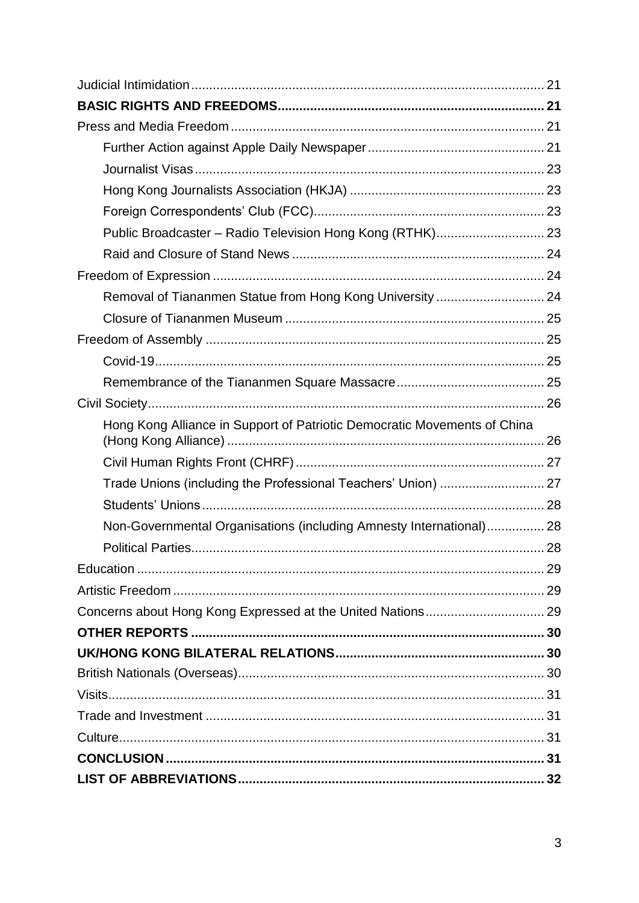Judicial Intimidation ..... 21

**BASIC RIGHTS AND FREEDOMS ..... 21**

Press and Media Freedom ..... 21

- Further Action against Apple Daily Newspaper ..... 21
- Journalist Visas ..... 23
- Hong Kong Journalists Association (HKJA) ..... 23
- Foreign Correspondents' Club (FCC) ..... 23
- Public Broadcaster – Radio Television Hong Kong (RTHK) ..... 23
- Raid and Closure of Stand News ..... 24

Freedom of Expression ..... 24

- Removal of Tiananmen Statue from Hong Kong University ..... 24
- Closure of Tiananmen Museum ..... 25

Freedom of Assembly ..... 25

- Covid-19 ..... 25
- Remembrance of the Tiananmen Square Massacre ..... 25

Civil Society ..... 26

- Hong Kong Alliance in Support of Patriotic Democratic Movements of China (Hong Kong Alliance) ..... 26
- Civil Human Rights Front (CHRF) ..... 27
- Trade Unions (including the Professional Teachers' Union) ..... 27
- Students' Unions ..... 28
- Non-Governmental Organisations (including Amnesty International) ..... 28
- Political Parties ..... 28

Education ..... 29

Artistic Freedom ..... 29

Concerns about Hong Kong Expressed at the United Nations ..... 29

**OTHER REPORTS ..... 30**

**UK/HONG KONG BILATERAL RELATIONS ..... 30**

British Nationals (Overseas) ..... 30

Visits ..... 31

Trade and Investment ..... 31

Culture ..... 31

**CONCLUSION ..... 31**

**LIST OF ABBREVIATIONS ..... 32**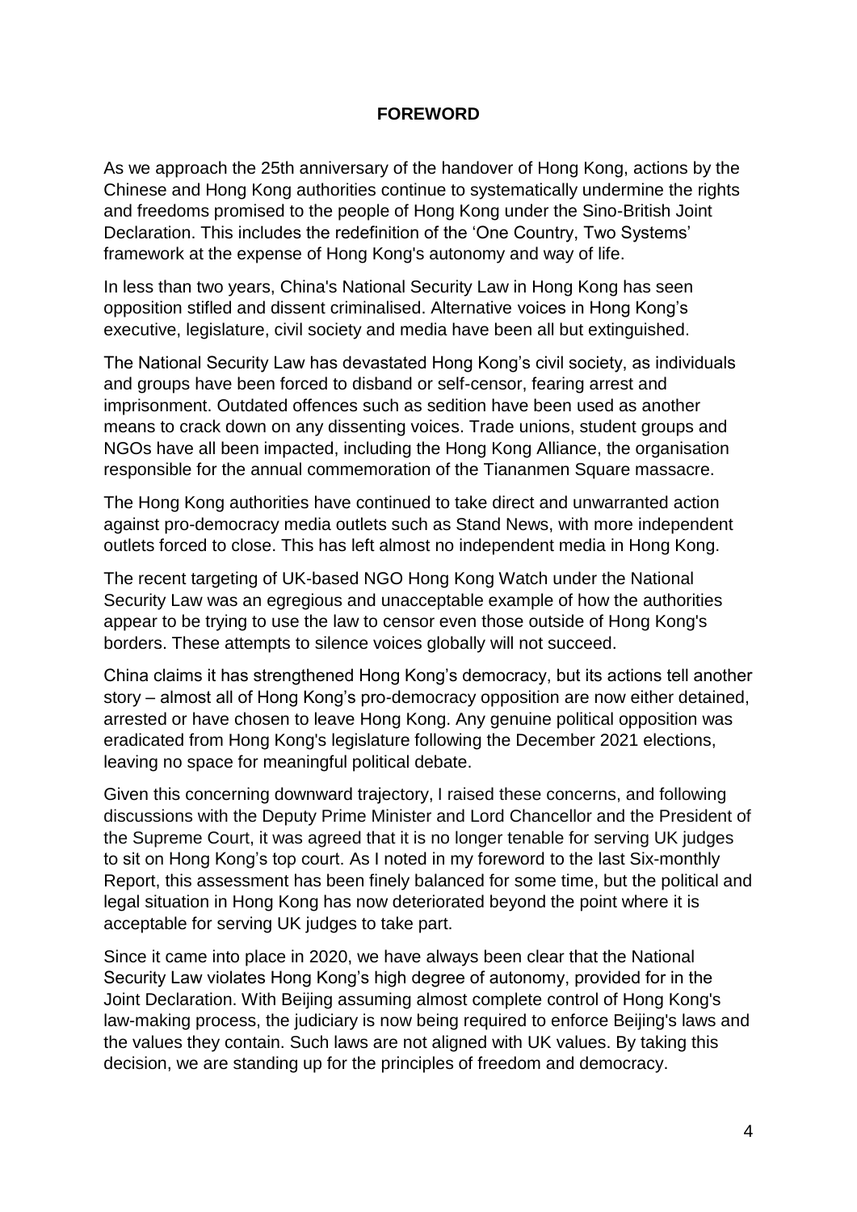## FOREWORD

As we approach the 25th anniversary of the handover of Hong Kong, actions by the Chinese and Hong Kong authorities continue to systematically undermine the rights and freedoms promised to the people of Hong Kong under the Sino-British Joint Declaration. This includes the redefinition of the 'One Country, Two Systems' framework at the expense of Hong Kong's autonomy and way of life.

In less than two years, China's National Security Law in Hong Kong has seen opposition stifled and dissent criminalised. Alternative voices in Hong Kong's executive, legislature, civil society and media have been all but extinguished.

The National Security Law has devastated Hong Kong's civil society, as individuals and groups have been forced to disband or self-censor, fearing arrest and imprisonment. Outdated offences such as sedition have been used as another means to crack down on any dissenting voices. Trade unions, student groups and NGOs have all been impacted, including the Hong Kong Alliance, the organisation responsible for the annual commemoration of the Tiananmen Square massacre.

The Hong Kong authorities have continued to take direct and unwarranted action against pro-democracy media outlets such as Stand News, with more independent outlets forced to close. This has left almost no independent media in Hong Kong.

The recent targeting of UK-based NGO Hong Kong Watch under the National Security Law was an egregious and unacceptable example of how the authorities appear to be trying to use the law to censor even those outside of Hong Kong's borders. These attempts to silence voices globally will not succeed.

China claims it has strengthened Hong Kong's democracy, but its actions tell another story – almost all of Hong Kong's pro-democracy opposition are now either detained, arrested or have chosen to leave Hong Kong. Any genuine political opposition was eradicated from Hong Kong's legislature following the December 2021 elections, leaving no space for meaningful political debate.

Given this concerning downward trajectory, I raised these concerns, and following discussions with the Deputy Prime Minister and Lord Chancellor and the President of the Supreme Court, it was agreed that it is no longer tenable for serving UK judges to sit on Hong Kong's top court. As I noted in my foreword to the last Six-monthly Report, this assessment has been finely balanced for some time, but the political and legal situation in Hong Kong has now deteriorated beyond the point where it is acceptable for serving UK judges to take part.

Since it came into place in 2020, we have always been clear that the National Security Law violates Hong Kong's high degree of autonomy, provided for in the Joint Declaration. With Beijing assuming almost complete control of Hong Kong's law-making process, the judiciary is now being required to enforce Beijing's laws and the values they contain. Such laws are not aligned with UK values. By taking this decision, we are standing up for the principles of freedom and democracy.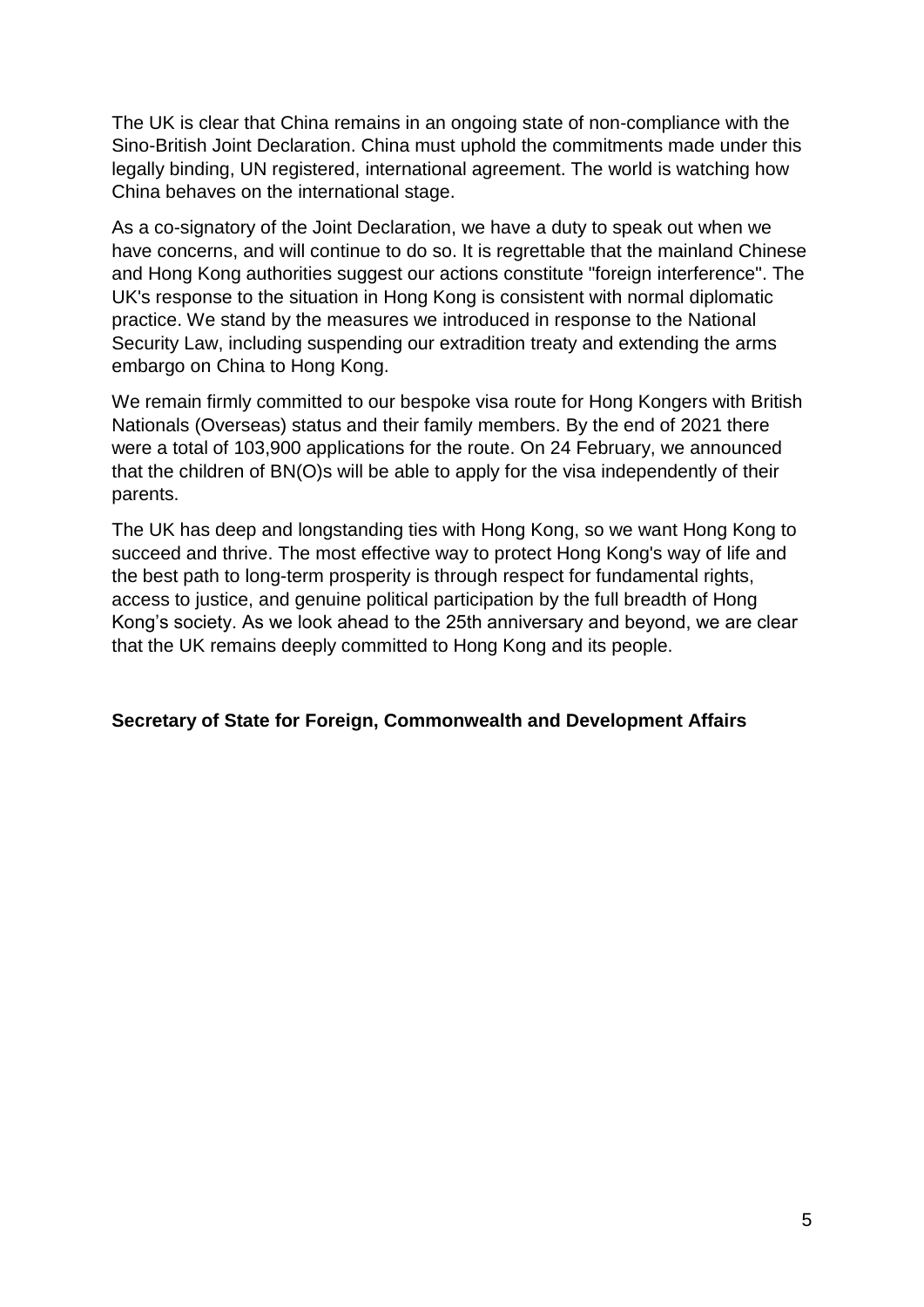The UK is clear that China remains in an ongoing state of non-compliance with the Sino-British Joint Declaration. China must uphold the commitments made under this legally binding, UN registered, international agreement. The world is watching how China behaves on the international stage.

As a co-signatory of the Joint Declaration, we have a duty to speak out when we have concerns, and will continue to do so. It is regrettable that the mainland Chinese and Hong Kong authorities suggest our actions constitute "foreign interference". The UK's response to the situation in Hong Kong is consistent with normal diplomatic practice. We stand by the measures we introduced in response to the National Security Law, including suspending our extradition treaty and extending the arms embargo on China to Hong Kong.

We remain firmly committed to our bespoke visa route for Hong Kongers with British Nationals (Overseas) status and their family members. By the end of 2021 there were a total of 103,900 applications for the route. On 24 February, we announced that the children of BN(O)s will be able to apply for the visa independently of their parents.

The UK has deep and longstanding ties with Hong Kong, so we want Hong Kong to succeed and thrive. The most effective way to protect Hong Kong's way of life and the best path to long-term prosperity is through respect for fundamental rights, access to justice, and genuine political participation by the full breadth of Hong Kong's society. As we look ahead to the 25th anniversary and beyond, we are clear that the UK remains deeply committed to Hong Kong and its people.

**Secretary of State for Foreign, Commonwealth and Development Affairs**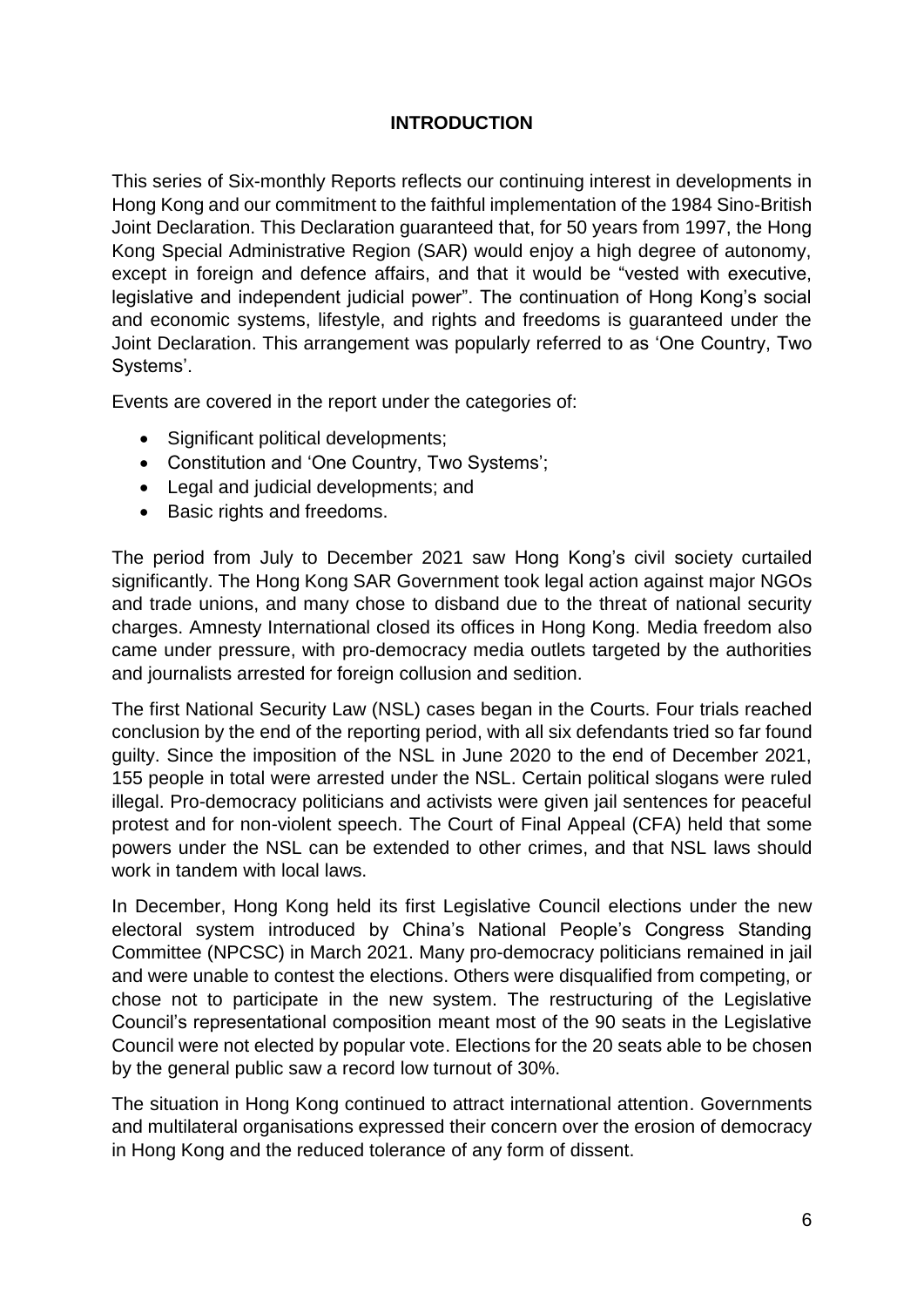## INTRODUCTION

This series of Six-monthly Reports reflects our continuing interest in developments in Hong Kong and our commitment to the faithful implementation of the 1984 Sino-British Joint Declaration. This Declaration guaranteed that, for 50 years from 1997, the Hong Kong Special Administrative Region (SAR) would enjoy a high degree of autonomy, except in foreign and defence affairs, and that it would be "vested with executive, legislative and independent judicial power". The continuation of Hong Kong's social and economic systems, lifestyle, and rights and freedoms is guaranteed under the Joint Declaration. This arrangement was popularly referred to as 'One Country, Two Systems'.

Events are covered in the report under the categories of:

- Significant political developments;
- Constitution and 'One Country, Two Systems';
- Legal and judicial developments; and
- Basic rights and freedoms.

The period from July to December 2021 saw Hong Kong's civil society curtailed significantly. The Hong Kong SAR Government took legal action against major NGOs and trade unions, and many chose to disband due to the threat of national security charges. Amnesty International closed its offices in Hong Kong. Media freedom also came under pressure, with pro-democracy media outlets targeted by the authorities and journalists arrested for foreign collusion and sedition.

The first National Security Law (NSL) cases began in the Courts. Four trials reached conclusion by the end of the reporting period, with all six defendants tried so far found guilty. Since the imposition of the NSL in June 2020 to the end of December 2021, 155 people in total were arrested under the NSL. Certain political slogans were ruled illegal. Pro-democracy politicians and activists were given jail sentences for peaceful protest and for non-violent speech. The Court of Final Appeal (CFA) held that some powers under the NSL can be extended to other crimes, and that NSL laws should work in tandem with local laws.

In December, Hong Kong held its first Legislative Council elections under the new electoral system introduced by China's National People's Congress Standing Committee (NPCSC) in March 2021. Many pro-democracy politicians remained in jail and were unable to contest the elections. Others were disqualified from competing, or chose not to participate in the new system. The restructuring of the Legislative Council's representational composition meant most of the 90 seats in the Legislative Council were not elected by popular vote. Elections for the 20 seats able to be chosen by the general public saw a record low turnout of 30%.

The situation in Hong Kong continued to attract international attention. Governments and multilateral organisations expressed their concern over the erosion of democracy in Hong Kong and the reduced tolerance of any form of dissent.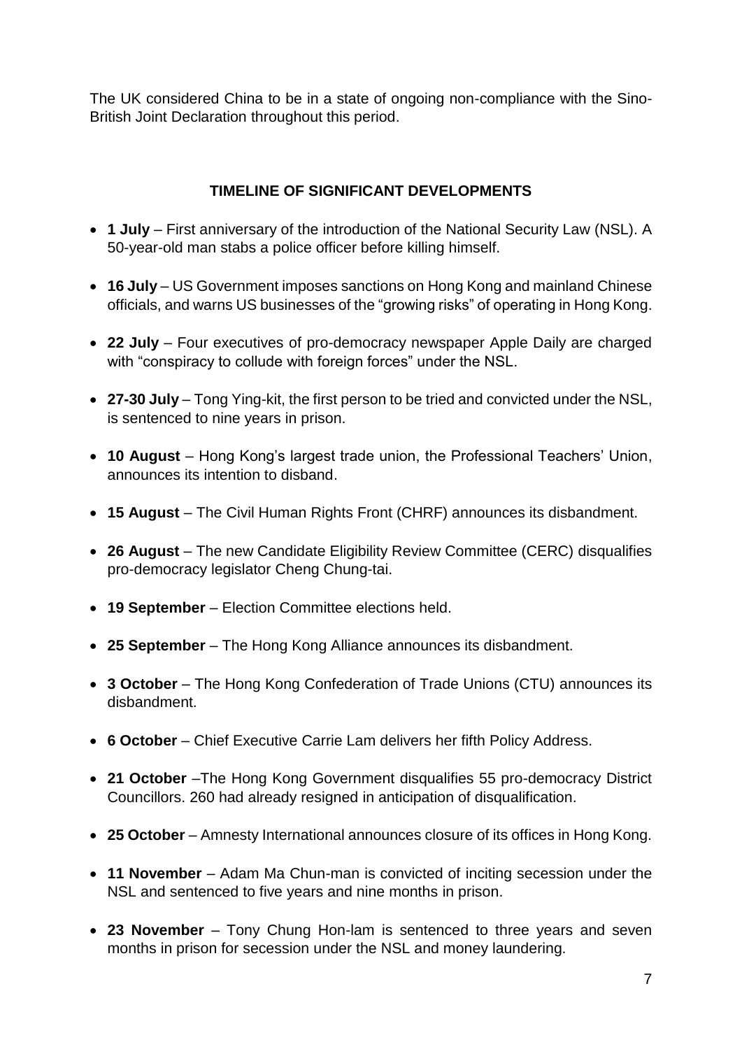The UK considered China to be in a state of ongoing non-compliance with the Sino-British Joint Declaration throughout this period.

## TIMELINE OF SIGNIFICANT DEVELOPMENTS

- **1 July** – First anniversary of the introduction of the National Security Law (NSL). A 50-year-old man stabs a police officer before killing himself.
- **16 July** – US Government imposes sanctions on Hong Kong and mainland Chinese officials, and warns US businesses of the "growing risks" of operating in Hong Kong.
- **22 July** – Four executives of pro-democracy newspaper Apple Daily are charged with "conspiracy to collude with foreign forces" under the NSL.
- **27-30 July** – Tong Ying-kit, the first person to be tried and convicted under the NSL, is sentenced to nine years in prison.
- **10 August** – Hong Kong's largest trade union, the Professional Teachers' Union, announces its intention to disband.
- **15 August** – The Civil Human Rights Front (CHRF) announces its disbandment.
- **26 August** – The new Candidate Eligibility Review Committee (CERC) disqualifies pro-democracy legislator Cheng Chung-tai.
- **19 September** – Election Committee elections held.
- **25 September** – The Hong Kong Alliance announces its disbandment.
- **3 October** – The Hong Kong Confederation of Trade Unions (CTU) announces its disbandment.
- **6 October** – Chief Executive Carrie Lam delivers her fifth Policy Address.
- **21 October** –The Hong Kong Government disqualifies 55 pro-democracy District Councillors. 260 had already resigned in anticipation of disqualification.
- **25 October** – Amnesty International announces closure of its offices in Hong Kong.
- **11 November** – Adam Ma Chun-man is convicted of inciting secession under the NSL and sentenced to five years and nine months in prison.
- **23 November** – Tony Chung Hon-lam is sentenced to three years and seven months in prison for secession under the NSL and money laundering.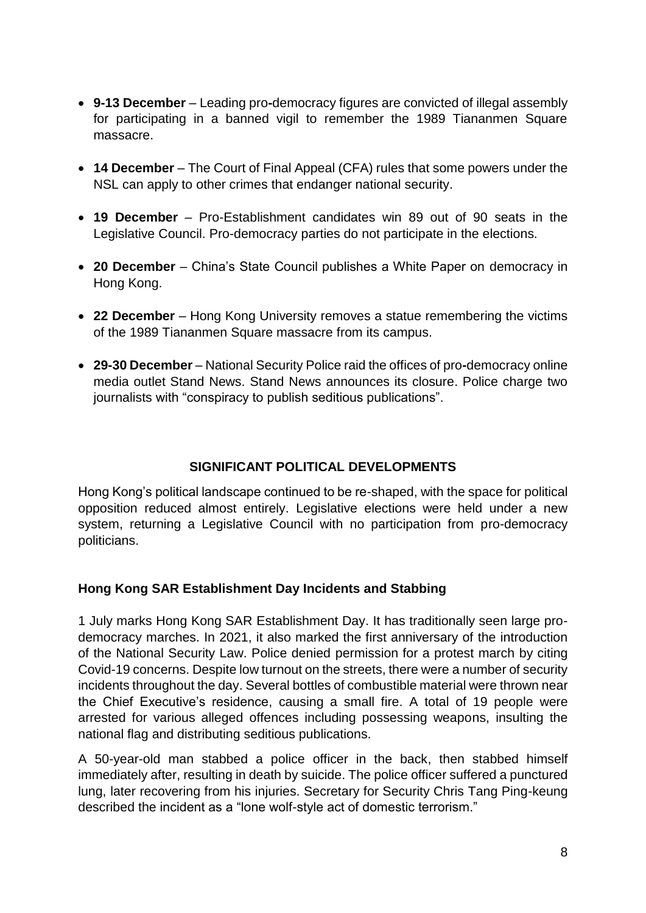- **9-13 December** – Leading pro-democracy figures are convicted of illegal assembly for participating in a banned vigil to remember the 1989 Tiananmen Square massacre.
- **14 December** – The Court of Final Appeal (CFA) rules that some powers under the NSL can apply to other crimes that endanger national security.
- **19 December** – Pro-Establishment candidates win 89 out of 90 seats in the Legislative Council. Pro-democracy parties do not participate in the elections.
- **20 December** – China's State Council publishes a White Paper on democracy in Hong Kong.
- **22 December** – Hong Kong University removes a statue remembering the victims of the 1989 Tiananmen Square massacre from its campus.
- **29-30 December** – National Security Police raid the offices of pro-democracy online media outlet Stand News. Stand News announces its closure. Police charge two journalists with "conspiracy to publish seditious publications".

## SIGNIFICANT POLITICAL DEVELOPMENTS

Hong Kong's political landscape continued to be re-shaped, with the space for political opposition reduced almost entirely. Legislative elections were held under a new system, returning a Legislative Council with no participation from pro-democracy politicians.

### Hong Kong SAR Establishment Day Incidents and Stabbing

1 July marks Hong Kong SAR Establishment Day. It has traditionally seen large pro-democracy marches. In 2021, it also marked the first anniversary of the introduction of the National Security Law. Police denied permission for a protest march by citing Covid-19 concerns. Despite low turnout on the streets, there were a number of security incidents throughout the day. Several bottles of combustible material were thrown near the Chief Executive's residence, causing a small fire. A total of 19 people were arrested for various alleged offences including possessing weapons, insulting the national flag and distributing seditious publications.

A 50-year-old man stabbed a police officer in the back, then stabbed himself immediately after, resulting in death by suicide. The police officer suffered a punctured lung, later recovering from his injuries. Secretary for Security Chris Tang Ping-keung described the incident as a "lone wolf-style act of domestic terrorism."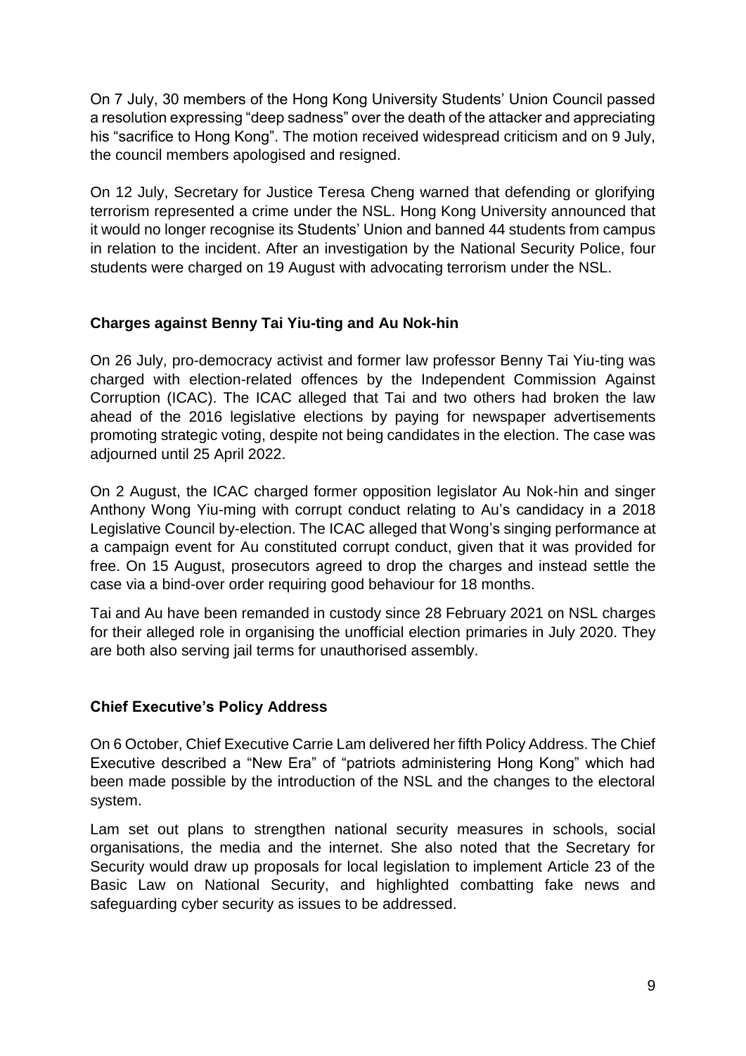On 7 July, 30 members of the Hong Kong University Students' Union Council passed a resolution expressing "deep sadness" over the death of the attacker and appreciating his "sacrifice to Hong Kong". The motion received widespread criticism and on 9 July, the council members apologised and resigned.

On 12 July, Secretary for Justice Teresa Cheng warned that defending or glorifying terrorism represented a crime under the NSL. Hong Kong University announced that it would no longer recognise its Students' Union and banned 44 students from campus in relation to the incident. After an investigation by the National Security Police, four students were charged on 19 August with advocating terrorism under the NSL.

### Charges against Benny Tai Yiu-ting and Au Nok-hin

On 26 July, pro-democracy activist and former law professor Benny Tai Yiu-ting was charged with election-related offences by the Independent Commission Against Corruption (ICAC). The ICAC alleged that Tai and two others had broken the law ahead of the 2016 legislative elections by paying for newspaper advertisements promoting strategic voting, despite not being candidates in the election. The case was adjourned until 25 April 2022.

On 2 August, the ICAC charged former opposition legislator Au Nok-hin and singer Anthony Wong Yiu-ming with corrupt conduct relating to Au's candidacy in a 2018 Legislative Council by-election. The ICAC alleged that Wong's singing performance at a campaign event for Au constituted corrupt conduct, given that it was provided for free. On 15 August, prosecutors agreed to drop the charges and instead settle the case via a bind-over order requiring good behaviour for 18 months.

Tai and Au have been remanded in custody since 28 February 2021 on NSL charges for their alleged role in organising the unofficial election primaries in July 2020. They are both also serving jail terms for unauthorised assembly.

### Chief Executive's Policy Address

On 6 October, Chief Executive Carrie Lam delivered her fifth Policy Address. The Chief Executive described a "New Era" of "patriots administering Hong Kong" which had been made possible by the introduction of the NSL and the changes to the electoral system.

Lam set out plans to strengthen national security measures in schools, social organisations, the media and the internet. She also noted that the Secretary for Security would draw up proposals for local legislation to implement Article 23 of the Basic Law on National Security, and highlighted combatting fake news and safeguarding cyber security as issues to be addressed.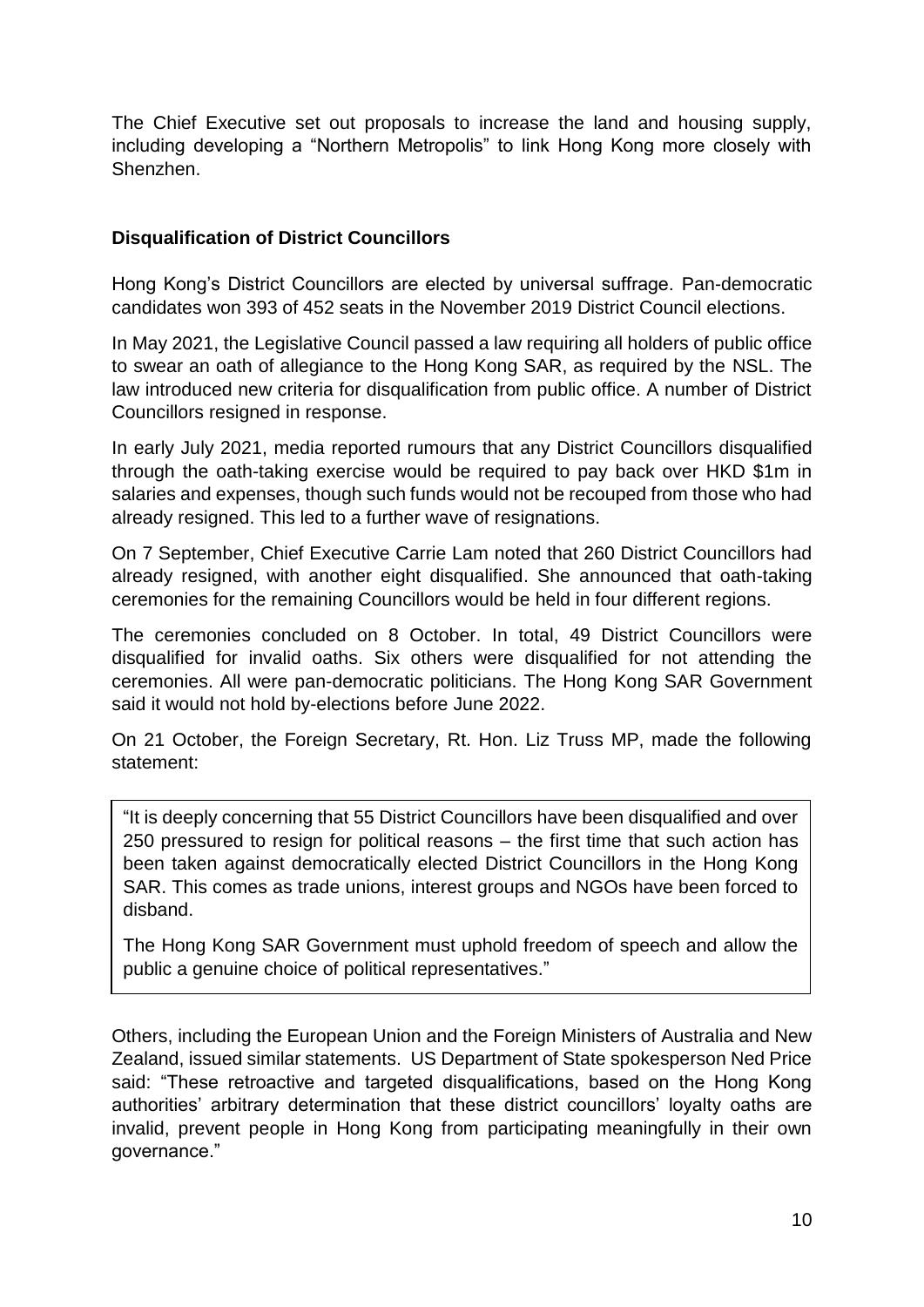The Chief Executive set out proposals to increase the land and housing supply, including developing a "Northern Metropolis" to link Hong Kong more closely with Shenzhen.

### Disqualification of District Councillors

Hong Kong's District Councillors are elected by universal suffrage. Pan-democratic candidates won 393 of 452 seats in the November 2019 District Council elections.

In May 2021, the Legislative Council passed a law requiring all holders of public office to swear an oath of allegiance to the Hong Kong SAR, as required by the NSL. The law introduced new criteria for disqualification from public office. A number of District Councillors resigned in response.

In early July 2021, media reported rumours that any District Councillors disqualified through the oath-taking exercise would be required to pay back over HKD $1m in salaries and expenses, though such funds would not be recouped from those who had already resigned. This led to a further wave of resignations.

On 7 September, Chief Executive Carrie Lam noted that 260 District Councillors had already resigned, with another eight disqualified. She announced that oath-taking ceremonies for the remaining Councillors would be held in four different regions.

The ceremonies concluded on 8 October. In total, 49 District Councillors were disqualified for invalid oaths. Six others were disqualified for not attending the ceremonies. All were pan-democratic politicians. The Hong Kong SAR Government said it would not hold by-elections before June 2022.

On 21 October, the Foreign Secretary, Rt. Hon. Liz Truss MP, made the following statement:

> "It is deeply concerning that 55 District Councillors have been disqualified and over 250 pressured to resign for political reasons – the first time that such action has been taken against democratically elected District Councillors in the Hong Kong SAR. This comes as trade unions, interest groups and NGOs have been forced to disband.
>
> The Hong Kong SAR Government must uphold freedom of speech and allow the public a genuine choice of political representatives."

Others, including the European Union and the Foreign Ministers of Australia and New Zealand, issued similar statements. US Department of State spokesperson Ned Price said: "These retroactive and targeted disqualifications, based on the Hong Kong authorities' arbitrary determination that these district councillors' loyalty oaths are invalid, prevent people in Hong Kong from participating meaningfully in their own governance."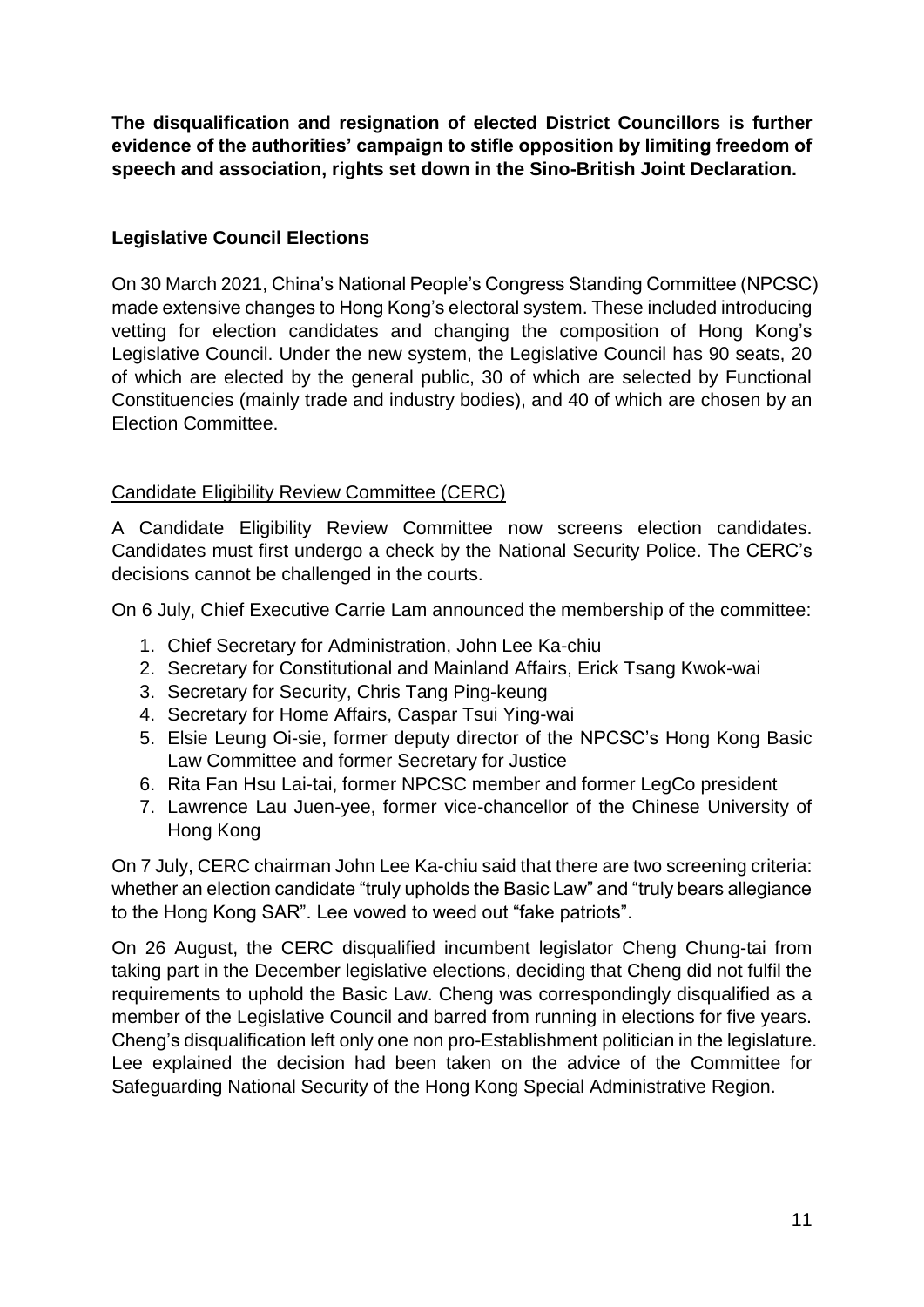**The disqualification and resignation of elected District Councillors is further evidence of the authorities' campaign to stifle opposition by limiting freedom of speech and association, rights set down in the Sino-British Joint Declaration.**

### Legislative Council Elections

On 30 March 2021, China's National People's Congress Standing Committee (NPCSC) made extensive changes to Hong Kong's electoral system. These included introducing vetting for election candidates and changing the composition of Hong Kong's Legislative Council. Under the new system, the Legislative Council has 90 seats, 20 of which are elected by the general public, 30 of which are selected by Functional Constituencies (mainly trade and industry bodies), and 40 of which are chosen by an Election Committee.

#### Candidate Eligibility Review Committee (CERC)

A Candidate Eligibility Review Committee now screens election candidates. Candidates must first undergo a check by the National Security Police. The CERC's decisions cannot be challenged in the courts.

On 6 July, Chief Executive Carrie Lam announced the membership of the committee:

1. Chief Secretary for Administration, John Lee Ka-chiu
2. Secretary for Constitutional and Mainland Affairs, Erick Tsang Kwok-wai
3. Secretary for Security, Chris Tang Ping-keung
4. Secretary for Home Affairs, Caspar Tsui Ying-wai
5. Elsie Leung Oi-sie, former deputy director of the NPCSC's Hong Kong Basic Law Committee and former Secretary for Justice
6. Rita Fan Hsu Lai-tai, former NPCSC member and former LegCo president
7. Lawrence Lau Juen-yee, former vice-chancellor of the Chinese University of Hong Kong

On 7 July, CERC chairman John Lee Ka-chiu said that there are two screening criteria: whether an election candidate "truly upholds the Basic Law" and "truly bears allegiance to the Hong Kong SAR". Lee vowed to weed out "fake patriots".

On 26 August, the CERC disqualified incumbent legislator Cheng Chung-tai from taking part in the December legislative elections, deciding that Cheng did not fulfil the requirements to uphold the Basic Law. Cheng was correspondingly disqualified as a member of the Legislative Council and barred from running in elections for five years. Cheng's disqualification left only one non pro-Establishment politician in the legislature. Lee explained the decision had been taken on the advice of the Committee for Safeguarding National Security of the Hong Kong Special Administrative Region.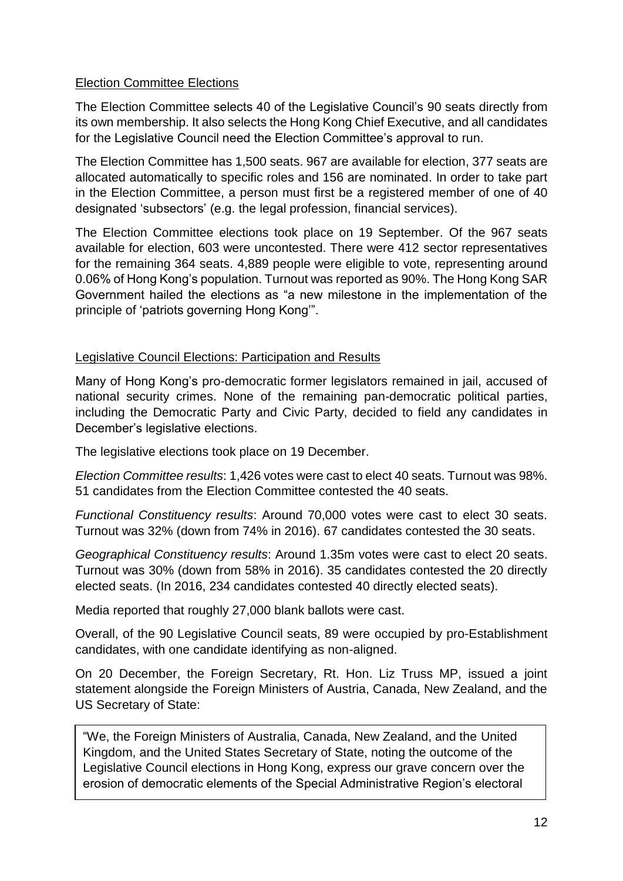## Election Committee Elections

The Election Committee selects 40 of the Legislative Council's 90 seats directly from its own membership. It also selects the Hong Kong Chief Executive, and all candidates for the Legislative Council need the Election Committee's approval to run.

The Election Committee has 1,500 seats. 967 are available for election, 377 seats are allocated automatically to specific roles and 156 are nominated. In order to take part in the Election Committee, a person must first be a registered member of one of 40 designated 'subsectors' (e.g. the legal profession, financial services).

The Election Committee elections took place on 19 September. Of the 967 seats available for election, 603 were uncontested. There were 412 sector representatives for the remaining 364 seats. 4,889 people were eligible to vote, representing around 0.06% of Hong Kong's population. Turnout was reported as 90%. The Hong Kong SAR Government hailed the elections as "a new milestone in the implementation of the principle of 'patriots governing Hong Kong'".

## Legislative Council Elections: Participation and Results

Many of Hong Kong's pro-democratic former legislators remained in jail, accused of national security crimes. None of the remaining pan-democratic political parties, including the Democratic Party and Civic Party, decided to field any candidates in December's legislative elections.

The legislative elections took place on 19 December.

*Election Committee results*: 1,426 votes were cast to elect 40 seats. Turnout was 98%. 51 candidates from the Election Committee contested the 40 seats.

*Functional Constituency results*: Around 70,000 votes were cast to elect 30 seats. Turnout was 32% (down from 74% in 2016). 67 candidates contested the 30 seats.

*Geographical Constituency results*: Around 1.35m votes were cast to elect 20 seats. Turnout was 30% (down from 58% in 2016). 35 candidates contested the 20 directly elected seats. (In 2016, 234 candidates contested 40 directly elected seats).

Media reported that roughly 27,000 blank ballots were cast.

Overall, of the 90 Legislative Council seats, 89 were occupied by pro-Establishment candidates, with one candidate identifying as non-aligned.

On 20 December, the Foreign Secretary, Rt. Hon. Liz Truss MP, issued a joint statement alongside the Foreign Ministers of Austria, Canada, New Zealand, and the US Secretary of State:

> "We, the Foreign Ministers of Australia, Canada, New Zealand, and the United Kingdom, and the United States Secretary of State, noting the outcome of the Legislative Council elections in Hong Kong, express our grave concern over the erosion of democratic elements of the Special Administrative Region's electoral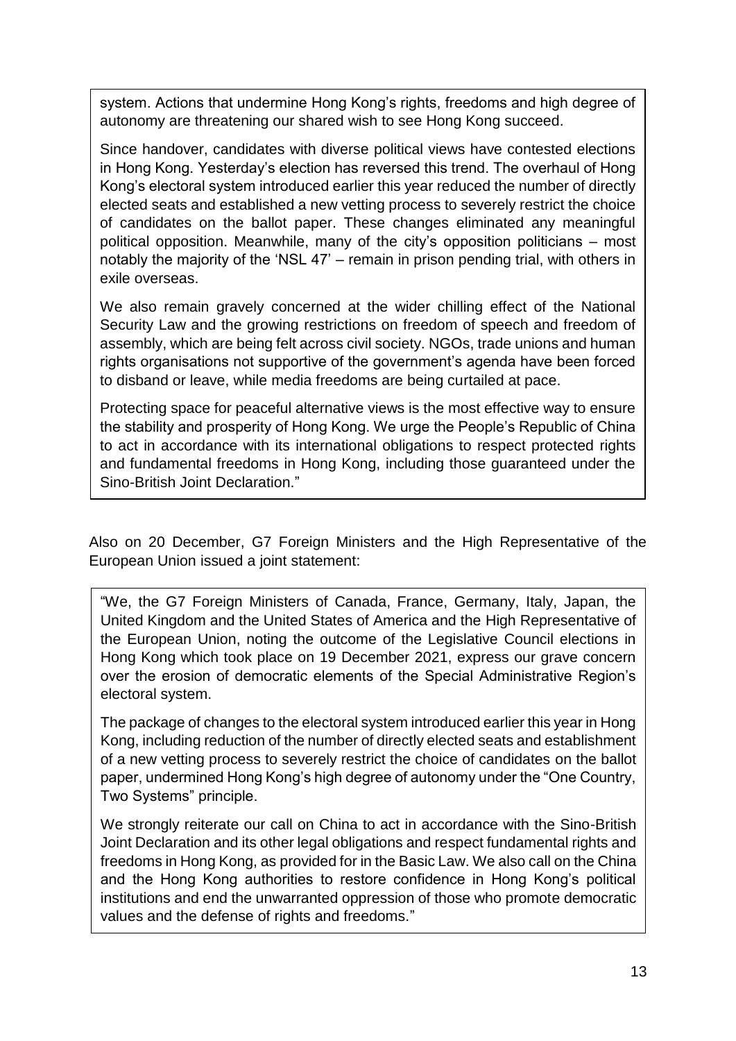> system. Actions that undermine Hong Kong's rights, freedoms and high degree of autonomy are threatening our shared wish to see Hong Kong succeed.
>
> Since handover, candidates with diverse political views have contested elections in Hong Kong. Yesterday's election has reversed this trend. The overhaul of Hong Kong's electoral system introduced earlier this year reduced the number of directly elected seats and established a new vetting process to severely restrict the choice of candidates on the ballot paper. These changes eliminated any meaningful political opposition. Meanwhile, many of the city's opposition politicians – most notably the majority of the 'NSL 47' – remain in prison pending trial, with others in exile overseas.
>
> We also remain gravely concerned at the wider chilling effect of the National Security Law and the growing restrictions on freedom of speech and freedom of assembly, which are being felt across civil society. NGOs, trade unions and human rights organisations not supportive of the government's agenda have been forced to disband or leave, while media freedoms are being curtailed at pace.
>
> Protecting space for peaceful alternative views is the most effective way to ensure the stability and prosperity of Hong Kong. We urge the People's Republic of China to act in accordance with its international obligations to respect protected rights and fundamental freedoms in Hong Kong, including those guaranteed under the Sino-British Joint Declaration."

Also on 20 December, G7 Foreign Ministers and the High Representative of the European Union issued a joint statement:

> "We, the G7 Foreign Ministers of Canada, France, Germany, Italy, Japan, the United Kingdom and the United States of America and the High Representative of the European Union, noting the outcome of the Legislative Council elections in Hong Kong which took place on 19 December 2021, express our grave concern over the erosion of democratic elements of the Special Administrative Region's electoral system.
>
> The package of changes to the electoral system introduced earlier this year in Hong Kong, including reduction of the number of directly elected seats and establishment of a new vetting process to severely restrict the choice of candidates on the ballot paper, undermined Hong Kong's high degree of autonomy under the "One Country, Two Systems" principle.
>
> We strongly reiterate our call on China to act in accordance with the Sino-British Joint Declaration and its other legal obligations and respect fundamental rights and freedoms in Hong Kong, as provided for in the Basic Law. We also call on the China and the Hong Kong authorities to restore confidence in Hong Kong's political institutions and end the unwarranted oppression of those who promote democratic values and the defense of rights and freedoms."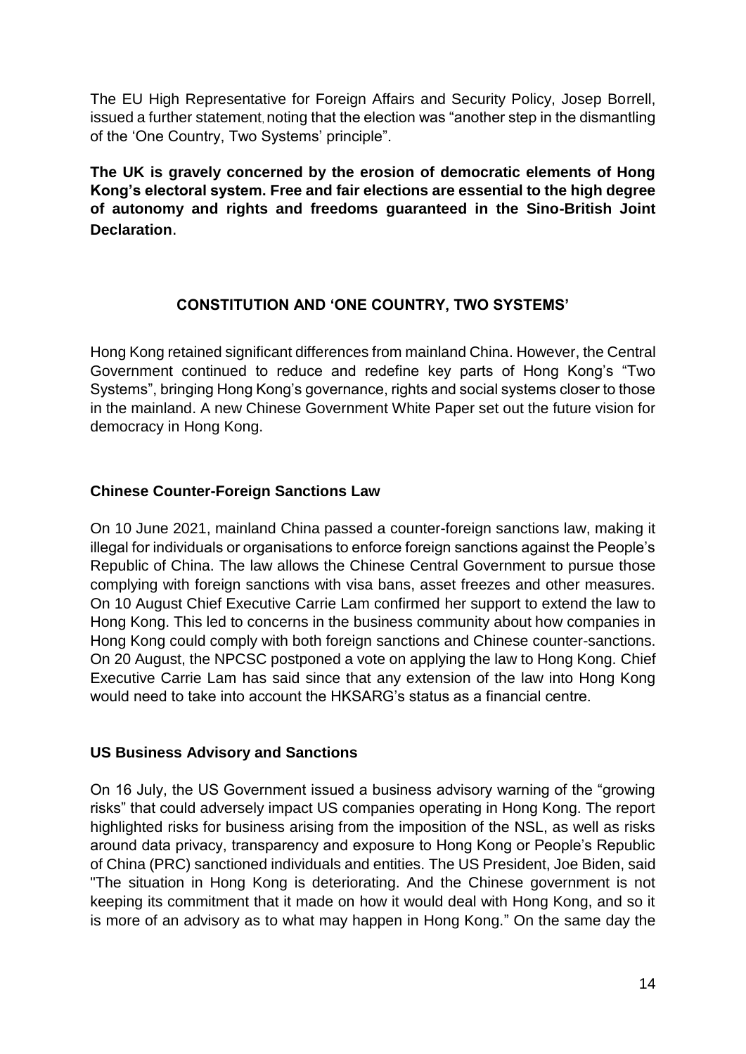The EU High Representative for Foreign Affairs and Security Policy, Josep Borrell, issued a further statement, noting that the election was "another step in the dismantling of the 'One Country, Two Systems' principle".

**The UK is gravely concerned by the erosion of democratic elements of Hong Kong's electoral system. Free and fair elections are essential to the high degree of autonomy and rights and freedoms guaranteed in the Sino-British Joint Declaration.**

## CONSTITUTION AND 'ONE COUNTRY, TWO SYSTEMS'

Hong Kong retained significant differences from mainland China. However, the Central Government continued to reduce and redefine key parts of Hong Kong's "Two Systems", bringing Hong Kong's governance, rights and social systems closer to those in the mainland. A new Chinese Government White Paper set out the future vision for democracy in Hong Kong.

### Chinese Counter-Foreign Sanctions Law

On 10 June 2021, mainland China passed a counter-foreign sanctions law, making it illegal for individuals or organisations to enforce foreign sanctions against the People's Republic of China. The law allows the Chinese Central Government to pursue those complying with foreign sanctions with visa bans, asset freezes and other measures. On 10 August Chief Executive Carrie Lam confirmed her support to extend the law to Hong Kong. This led to concerns in the business community about how companies in Hong Kong could comply with both foreign sanctions and Chinese counter-sanctions. On 20 August, the NPCSC postponed a vote on applying the law to Hong Kong. Chief Executive Carrie Lam has said since that any extension of the law into Hong Kong would need to take into account the HKSARG's status as a financial centre.

### US Business Advisory and Sanctions

On 16 July, the US Government issued a business advisory warning of the "growing risks" that could adversely impact US companies operating in Hong Kong. The report highlighted risks for business arising from the imposition of the NSL, as well as risks around data privacy, transparency and exposure to Hong Kong or People's Republic of China (PRC) sanctioned individuals and entities. The US President, Joe Biden, said "The situation in Hong Kong is deteriorating. And the Chinese government is not keeping its commitment that it made on how it would deal with Hong Kong, and so it is more of an advisory as to what may happen in Hong Kong." On the same day the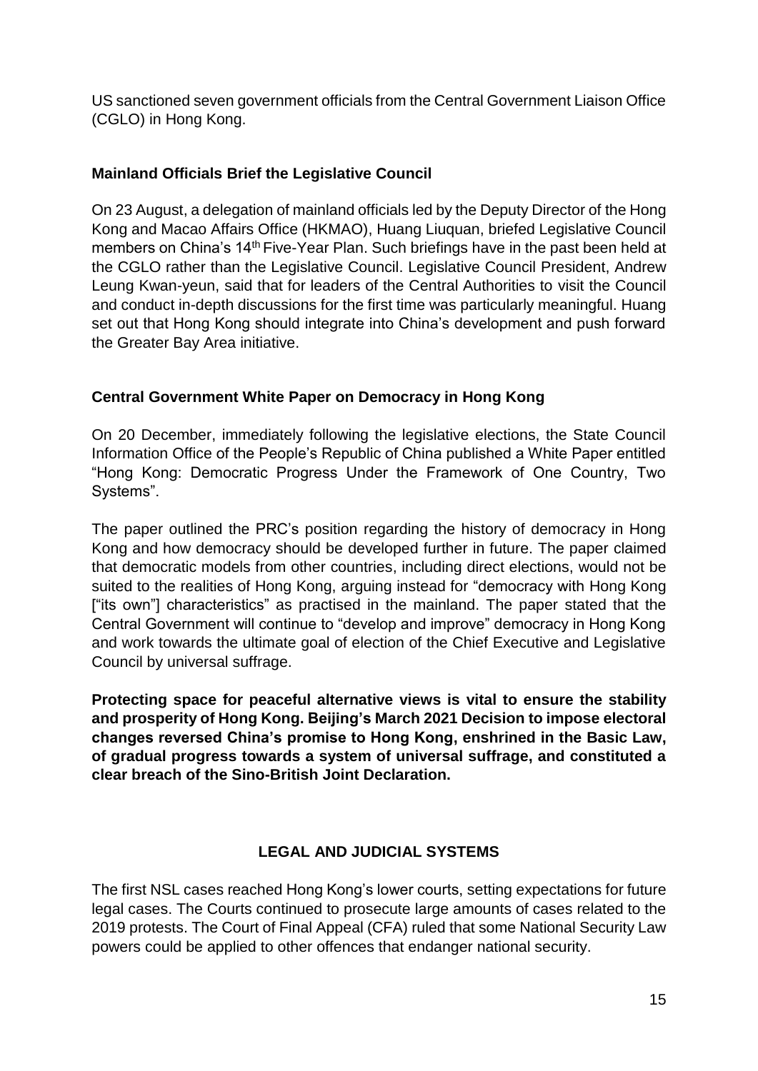US sanctioned seven government officials from the Central Government Liaison Office (CGLO) in Hong Kong.

### Mainland Officials Brief the Legislative Council

On 23 August, a delegation of mainland officials led by the Deputy Director of the Hong Kong and Macao Affairs Office (HKMAO), Huang Liuquan, briefed Legislative Council members on China's 14th Five-Year Plan. Such briefings have in the past been held at the CGLO rather than the Legislative Council. Legislative Council President, Andrew Leung Kwan-yeun, said that for leaders of the Central Authorities to visit the Council and conduct in-depth discussions for the first time was particularly meaningful. Huang set out that Hong Kong should integrate into China's development and push forward the Greater Bay Area initiative.

### Central Government White Paper on Democracy in Hong Kong

On 20 December, immediately following the legislative elections, the State Council Information Office of the People's Republic of China published a White Paper entitled "Hong Kong: Democratic Progress Under the Framework of One Country, Two Systems".

The paper outlined the PRC's position regarding the history of democracy in Hong Kong and how democracy should be developed further in future. The paper claimed that democratic models from other countries, including direct elections, would not be suited to the realities of Hong Kong, arguing instead for "democracy with Hong Kong ["its own"] characteristics" as practised in the mainland. The paper stated that the Central Government will continue to "develop and improve" democracy in Hong Kong and work towards the ultimate goal of election of the Chief Executive and Legislative Council by universal suffrage.

**Protecting space for peaceful alternative views is vital to ensure the stability and prosperity of Hong Kong. Beijing's March 2021 Decision to impose electoral changes reversed China's promise to Hong Kong, enshrined in the Basic Law, of gradual progress towards a system of universal suffrage, and constituted a clear breach of the Sino-British Joint Declaration.**

## LEGAL AND JUDICIAL SYSTEMS

The first NSL cases reached Hong Kong's lower courts, setting expectations for future legal cases. The Courts continued to prosecute large amounts of cases related to the 2019 protests. The Court of Final Appeal (CFA) ruled that some National Security Law powers could be applied to other offences that endanger national security.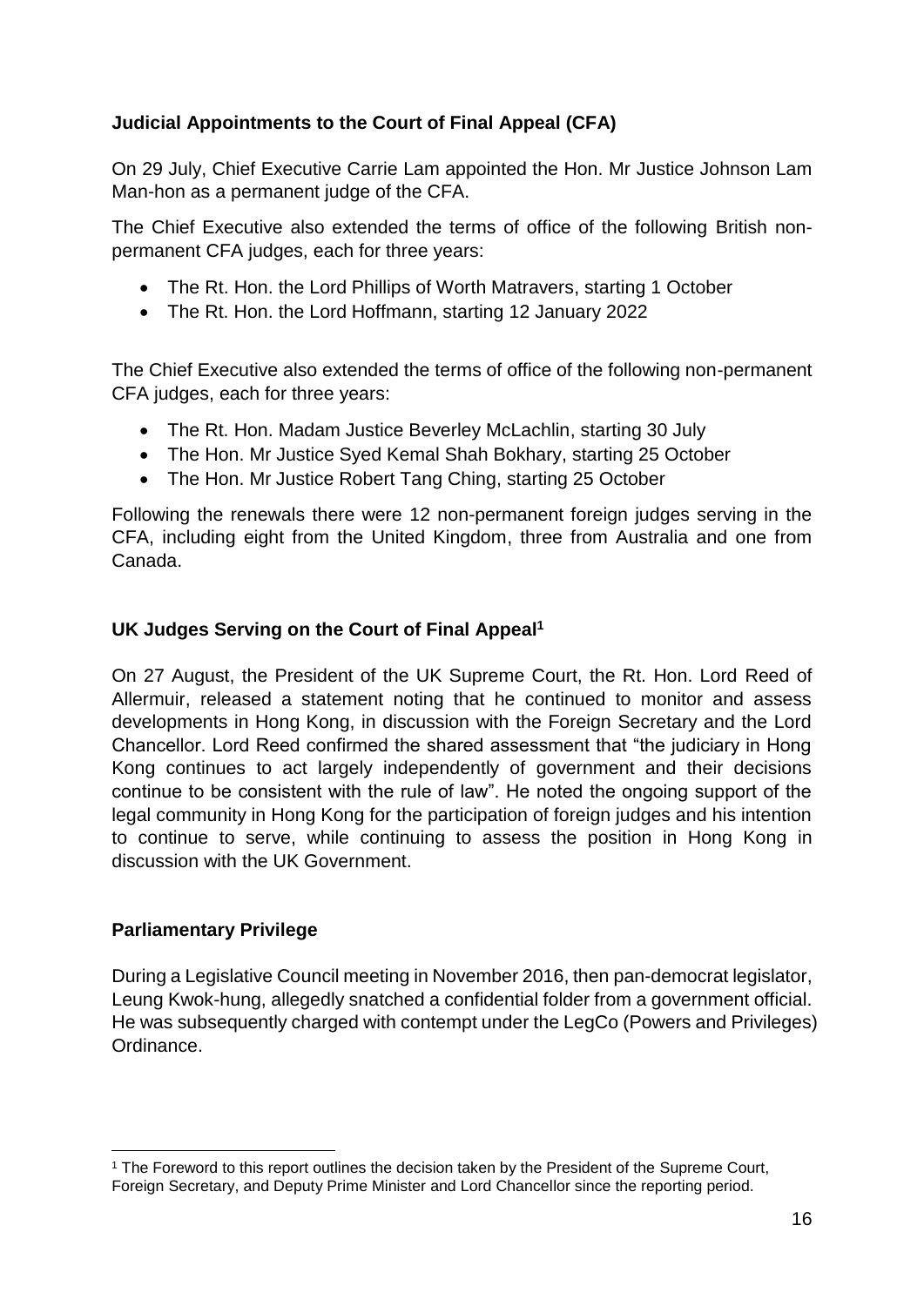**Judicial Appointments to the Court of Final Appeal (CFA)**

On 29 July, Chief Executive Carrie Lam appointed the Hon. Mr Justice Johnson Lam Man-hon as a permanent judge of the CFA.

The Chief Executive also extended the terms of office of the following British non-permanent CFA judges, each for three years:

- The Rt. Hon. the Lord Phillips of Worth Matravers, starting 1 October
- The Rt. Hon. the Lord Hoffmann, starting 12 January 2022

The Chief Executive also extended the terms of office of the following non-permanent CFA judges, each for three years:

- The Rt. Hon. Madam Justice Beverley McLachlin, starting 30 July
- The Hon. Mr Justice Syed Kemal Shah Bokhary, starting 25 October
- The Hon. Mr Justice Robert Tang Ching, starting 25 October

Following the renewals there were 12 non-permanent foreign judges serving in the CFA, including eight from the United Kingdom, three from Australia and one from Canada.

**UK Judges Serving on the Court of Final Appeal[1]**

On 27 August, the President of the UK Supreme Court, the Rt. Hon. Lord Reed of Allermuir, released a statement noting that he continued to monitor and assess developments in Hong Kong, in discussion with the Foreign Secretary and the Lord Chancellor. Lord Reed confirmed the shared assessment that "the judiciary in Hong Kong continues to act largely independently of government and their decisions continue to be consistent with the rule of law". He noted the ongoing support of the legal community in Hong Kong for the participation of foreign judges and his intention to continue to serve, while continuing to assess the position in Hong Kong in discussion with the UK Government.

**Parliamentary Privilege**

During a Legislative Council meeting in November 2016, then pan-democrat legislator, Leung Kwok-hung, allegedly snatched a confidential folder from a government official. He was subsequently charged with contempt under the LegCo (Powers and Privileges) Ordinance.

[1] The Foreword to this report outlines the decision taken by the President of the Supreme Court, Foreign Secretary, and Deputy Prime Minister and Lord Chancellor since the reporting period.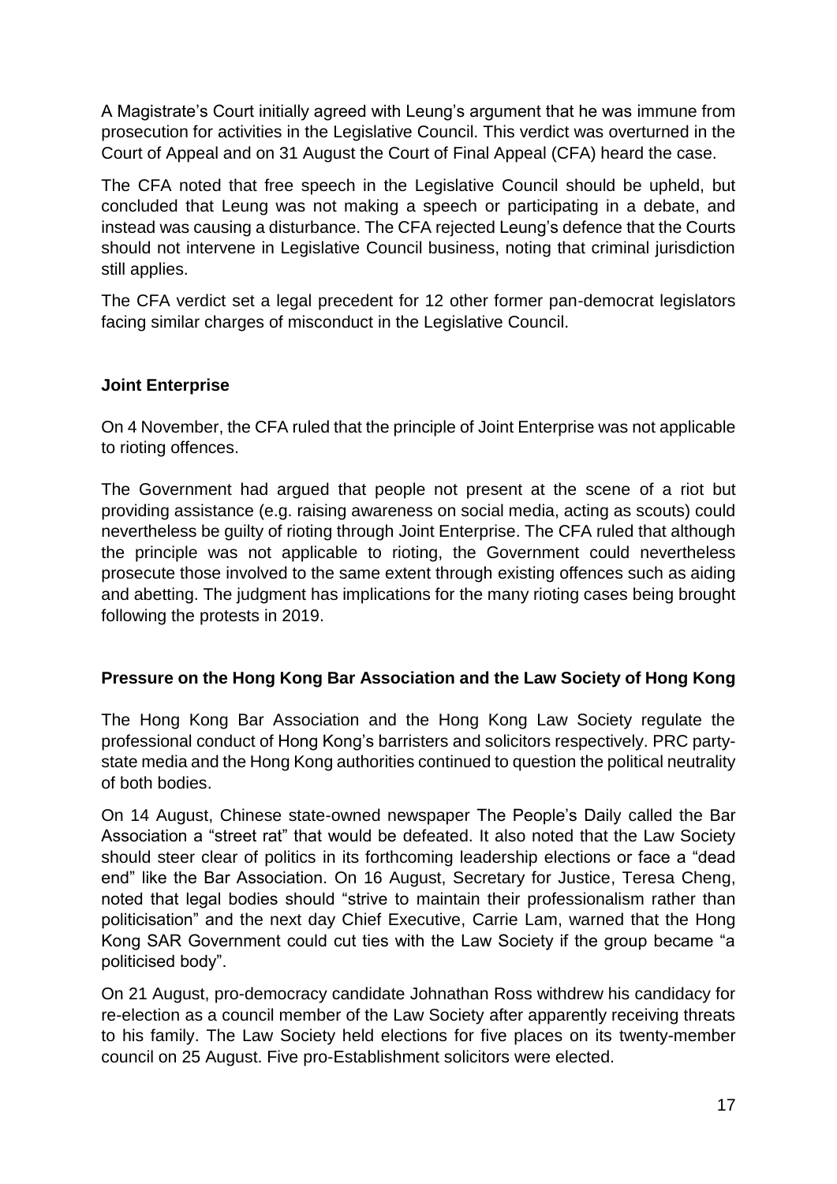A Magistrate's Court initially agreed with Leung's argument that he was immune from prosecution for activities in the Legislative Council. This verdict was overturned in the Court of Appeal and on 31 August the Court of Final Appeal (CFA) heard the case.

The CFA noted that free speech in the Legislative Council should be upheld, but concluded that Leung was not making a speech or participating in a debate, and instead was causing a disturbance. The CFA rejected Leung's defence that the Courts should not intervene in Legislative Council business, noting that criminal jurisdiction still applies.

The CFA verdict set a legal precedent for 12 other former pan-democrat legislators facing similar charges of misconduct in the Legislative Council.

**Joint Enterprise**

On 4 November, the CFA ruled that the principle of Joint Enterprise was not applicable to rioting offences.

The Government had argued that people not present at the scene of a riot but providing assistance (e.g. raising awareness on social media, acting as scouts) could nevertheless be guilty of rioting through Joint Enterprise. The CFA ruled that although the principle was not applicable to rioting, the Government could nevertheless prosecute those involved to the same extent through existing offences such as aiding and abetting. The judgment has implications for the many rioting cases being brought following the protests in 2019.

**Pressure on the Hong Kong Bar Association and the Law Society of Hong Kong**

The Hong Kong Bar Association and the Hong Kong Law Society regulate the professional conduct of Hong Kong's barristers and solicitors respectively. PRC party-state media and the Hong Kong authorities continued to question the political neutrality of both bodies.

On 14 August, Chinese state-owned newspaper The People's Daily called the Bar Association a "street rat" that would be defeated. It also noted that the Law Society should steer clear of politics in its forthcoming leadership elections or face a "dead end" like the Bar Association. On 16 August, Secretary for Justice, Teresa Cheng, noted that legal bodies should "strive to maintain their professionalism rather than politicisation" and the next day Chief Executive, Carrie Lam, warned that the Hong Kong SAR Government could cut ties with the Law Society if the group became "a politicised body".

On 21 August, pro-democracy candidate Johnathan Ross withdrew his candidacy for re-election as a council member of the Law Society after apparently receiving threats to his family. The Law Society held elections for five places on its twenty-member council on 25 August. Five pro-Establishment solicitors were elected.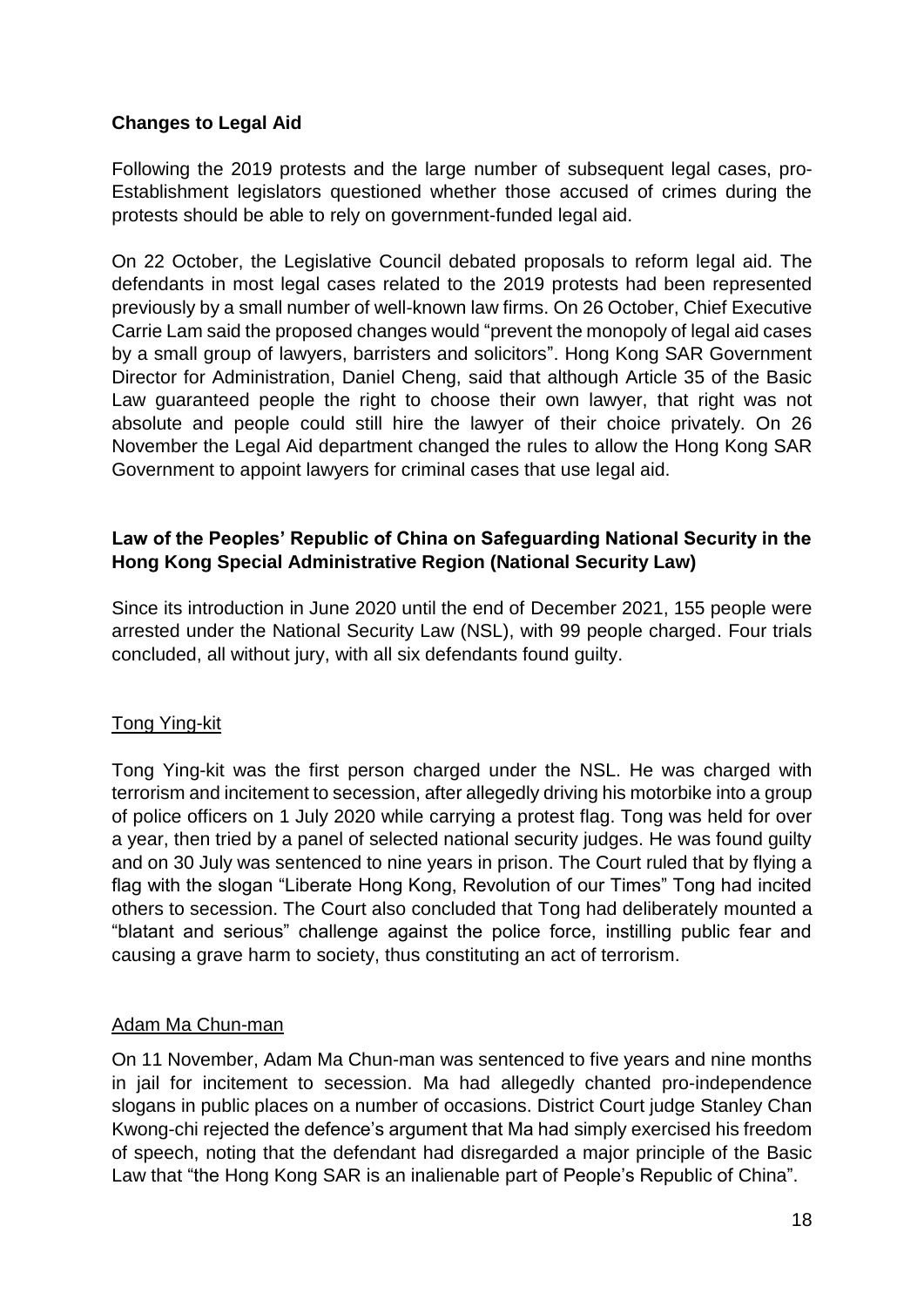## Changes to Legal Aid

Following the 2019 protests and the large number of subsequent legal cases, pro-Establishment legislators questioned whether those accused of crimes during the protests should be able to rely on government-funded legal aid.

On 22 October, the Legislative Council debated proposals to reform legal aid. The defendants in most legal cases related to the 2019 protests had been represented previously by a small number of well-known law firms. On 26 October, Chief Executive Carrie Lam said the proposed changes would "prevent the monopoly of legal aid cases by a small group of lawyers, barristers and solicitors". Hong Kong SAR Government Director for Administration, Daniel Cheng, said that although Article 35 of the Basic Law guaranteed people the right to choose their own lawyer, that right was not absolute and people could still hire the lawyer of their choice privately. On 26 November the Legal Aid department changed the rules to allow the Hong Kong SAR Government to appoint lawyers for criminal cases that use legal aid.

## Law of the Peoples' Republic of China on Safeguarding National Security in the Hong Kong Special Administrative Region (National Security Law)

Since its introduction in June 2020 until the end of December 2021, 155 people were arrested under the National Security Law (NSL), with 99 people charged. Four trials concluded, all without jury, with all six defendants found guilty.

### Tong Ying-kit

Tong Ying-kit was the first person charged under the NSL. He was charged with terrorism and incitement to secession, after allegedly driving his motorbike into a group of police officers on 1 July 2020 while carrying a protest flag. Tong was held for over a year, then tried by a panel of selected national security judges. He was found guilty and on 30 July was sentenced to nine years in prison. The Court ruled that by flying a flag with the slogan "Liberate Hong Kong, Revolution of our Times" Tong had incited others to secession. The Court also concluded that Tong had deliberately mounted a "blatant and serious" challenge against the police force, instilling public fear and causing a grave harm to society, thus constituting an act of terrorism.

### Adam Ma Chun-man

On 11 November, Adam Ma Chun-man was sentenced to five years and nine months in jail for incitement to secession. Ma had allegedly chanted pro-independence slogans in public places on a number of occasions. District Court judge Stanley Chan Kwong-chi rejected the defence's argument that Ma had simply exercised his freedom of speech, noting that the defendant had disregarded a major principle of the Basic Law that "the Hong Kong SAR is an inalienable part of People's Republic of China".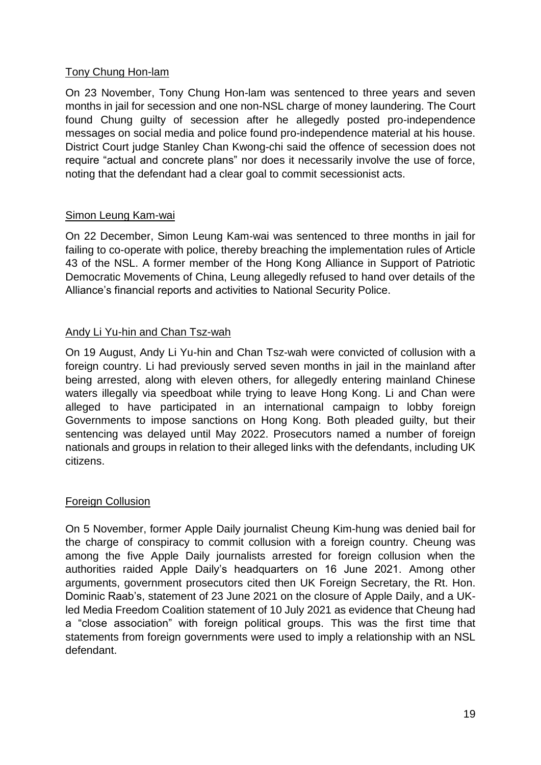Tony Chung Hon-lam

On 23 November, Tony Chung Hon-lam was sentenced to three years and seven months in jail for secession and one non-NSL charge of money laundering. The Court found Chung guilty of secession after he allegedly posted pro-independence messages on social media and police found pro-independence material at his house. District Court judge Stanley Chan Kwong-chi said the offence of secession does not require "actual and concrete plans" nor does it necessarily involve the use of force, noting that the defendant had a clear goal to commit secessionist acts.

Simon Leung Kam-wai

On 22 December, Simon Leung Kam-wai was sentenced to three months in jail for failing to co-operate with police, thereby breaching the implementation rules of Article 43 of the NSL. A former member of the Hong Kong Alliance in Support of Patriotic Democratic Movements of China, Leung allegedly refused to hand over details of the Alliance's financial reports and activities to National Security Police.

Andy Li Yu-hin and Chan Tsz-wah

On 19 August, Andy Li Yu-hin and Chan Tsz-wah were convicted of collusion with a foreign country. Li had previously served seven months in jail in the mainland after being arrested, along with eleven others, for allegedly entering mainland Chinese waters illegally via speedboat while trying to leave Hong Kong. Li and Chan were alleged to have participated in an international campaign to lobby foreign Governments to impose sanctions on Hong Kong. Both pleaded guilty, but their sentencing was delayed until May 2022. Prosecutors named a number of foreign nationals and groups in relation to their alleged links with the defendants, including UK citizens.

Foreign Collusion

On 5 November, former Apple Daily journalist Cheung Kim-hung was denied bail for the charge of conspiracy to commit collusion with a foreign country. Cheung was among the five Apple Daily journalists arrested for foreign collusion when the authorities raided Apple Daily's headquarters on 16 June 2021. Among other arguments, government prosecutors cited then UK Foreign Secretary, the Rt. Hon. Dominic Raab's, statement of 23 June 2021 on the closure of Apple Daily, and a UK-led Media Freedom Coalition statement of 10 July 2021 as evidence that Cheung had a "close association" with foreign political groups. This was the first time that statements from foreign governments were used to imply a relationship with an NSL defendant.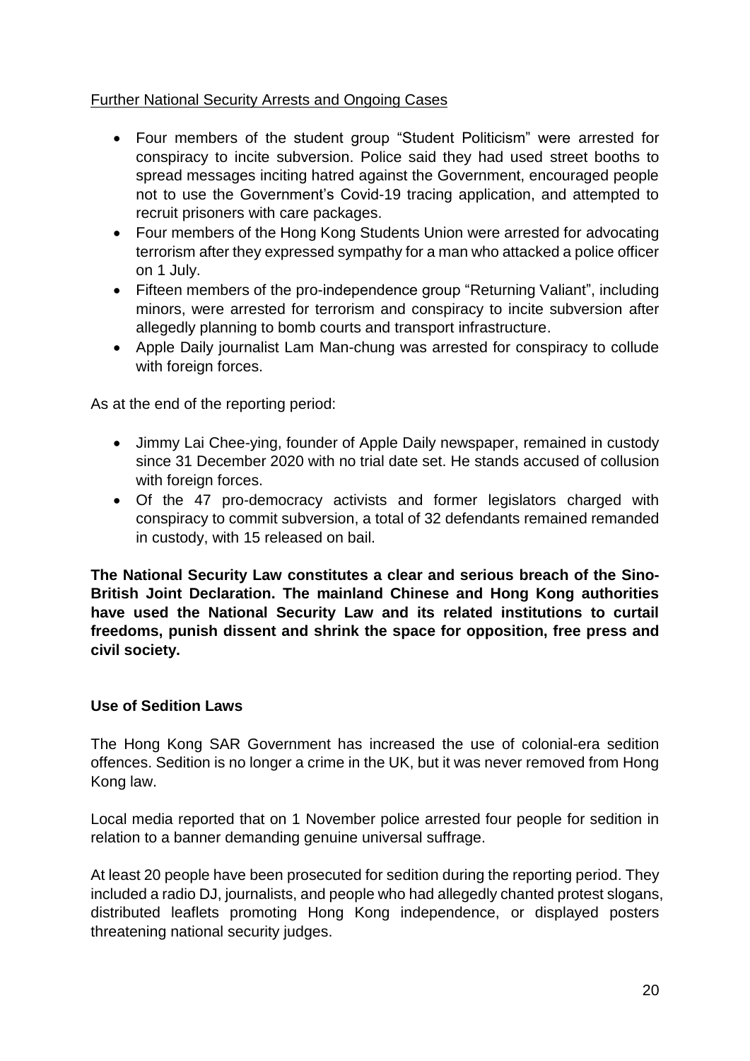<u>Further National Security Arrests and Ongoing Cases</u>

- Four members of the student group "Student Politicism" were arrested for conspiracy to incite subversion. Police said they had used street booths to spread messages inciting hatred against the Government, encouraged people not to use the Government's Covid-19 tracing application, and attempted to recruit prisoners with care packages.
- Four members of the Hong Kong Students Union were arrested for advocating terrorism after they expressed sympathy for a man who attacked a police officer on 1 July.
- Fifteen members of the pro-independence group "Returning Valiant", including minors, were arrested for terrorism and conspiracy to incite subversion after allegedly planning to bomb courts and transport infrastructure.
- Apple Daily journalist Lam Man-chung was arrested for conspiracy to collude with foreign forces.

As at the end of the reporting period:

- Jimmy Lai Chee-ying, founder of Apple Daily newspaper, remained in custody since 31 December 2020 with no trial date set. He stands accused of collusion with foreign forces.
- Of the 47 pro-democracy activists and former legislators charged with conspiracy to commit subversion, a total of 32 defendants remained remanded in custody, with 15 released on bail.

**The National Security Law constitutes a clear and serious breach of the Sino-British Joint Declaration. The mainland Chinese and Hong Kong authorities have used the National Security Law and its related institutions to curtail freedoms, punish dissent and shrink the space for opposition, free press and civil society.**

**Use of Sedition Laws**

The Hong Kong SAR Government has increased the use of colonial-era sedition offences. Sedition is no longer a crime in the UK, but it was never removed from Hong Kong law.

Local media reported that on 1 November police arrested four people for sedition in relation to a banner demanding genuine universal suffrage.

At least 20 people have been prosecuted for sedition during the reporting period. They included a radio DJ, journalists, and people who had allegedly chanted protest slogans, distributed leaflets promoting Hong Kong independence, or displayed posters threatening national security judges.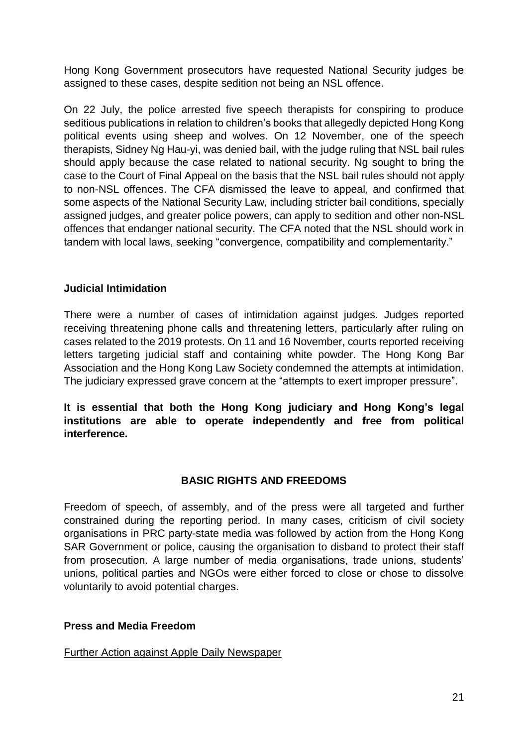Hong Kong Government prosecutors have requested National Security judges be assigned to these cases, despite sedition not being an NSL offence.

On 22 July, the police arrested five speech therapists for conspiring to produce seditious publications in relation to children's books that allegedly depicted Hong Kong political events using sheep and wolves. On 12 November, one of the speech therapists, Sidney Ng Hau-yi, was denied bail, with the judge ruling that NSL bail rules should apply because the case related to national security. Ng sought to bring the case to the Court of Final Appeal on the basis that the NSL bail rules should not apply to non-NSL offences. The CFA dismissed the leave to appeal, and confirmed that some aspects of the National Security Law, including stricter bail conditions, specially assigned judges, and greater police powers, can apply to sedition and other non-NSL offences that endanger national security. The CFA noted that the NSL should work in tandem with local laws, seeking "convergence, compatibility and complementarity."

### Judicial Intimidation

There were a number of cases of intimidation against judges. Judges reported receiving threatening phone calls and threatening letters, particularly after ruling on cases related to the 2019 protests. On 11 and 16 November, courts reported receiving letters targeting judicial staff and containing white powder. The Hong Kong Bar Association and the Hong Kong Law Society condemned the attempts at intimidation. The judiciary expressed grave concern at the "attempts to exert improper pressure".

**It is essential that both the Hong Kong judiciary and Hong Kong's legal institutions are able to operate independently and free from political interference.**

## BASIC RIGHTS AND FREEDOMS

Freedom of speech, of assembly, and of the press were all targeted and further constrained during the reporting period. In many cases, criticism of civil society organisations in PRC party-state media was followed by action from the Hong Kong SAR Government or police, causing the organisation to disband to protect their staff from prosecution. A large number of media organisations, trade unions, students' unions, political parties and NGOs were either forced to close or chose to dissolve voluntarily to avoid potential charges.

### Press and Media Freedom

<u>Further Action against Apple Daily Newspaper</u>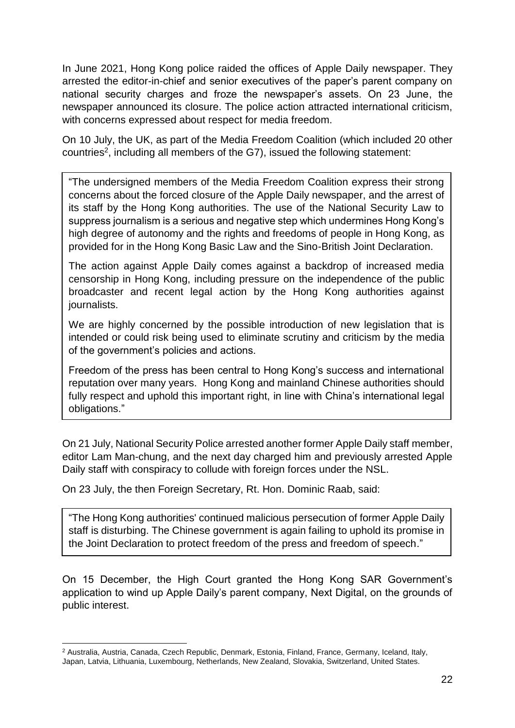In June 2021, Hong Kong police raided the offices of Apple Daily newspaper. They arrested the editor-in-chief and senior executives of the paper's parent company on national security charges and froze the newspaper's assets. On 23 June, the newspaper announced its closure. The police action attracted international criticism, with concerns expressed about respect for media freedom.

On 10 July, the UK, as part of the Media Freedom Coalition (which included 20 other countries[2], including all members of the G7), issued the following statement:

> "The undersigned members of the Media Freedom Coalition express their strong concerns about the forced closure of the Apple Daily newspaper, and the arrest of its staff by the Hong Kong authorities. The use of the National Security Law to suppress journalism is a serious and negative step which undermines Hong Kong's high degree of autonomy and the rights and freedoms of people in Hong Kong, as provided for in the Hong Kong Basic Law and the Sino-British Joint Declaration.
>
> The action against Apple Daily comes against a backdrop of increased media censorship in Hong Kong, including pressure on the independence of the public broadcaster and recent legal action by the Hong Kong authorities against journalists.
>
> We are highly concerned by the possible introduction of new legislation that is intended or could risk being used to eliminate scrutiny and criticism by the media of the government's policies and actions.
>
> Freedom of the press has been central to Hong Kong's success and international reputation over many years. Hong Kong and mainland Chinese authorities should fully respect and uphold this important right, in line with China's international legal obligations."

On 21 July, National Security Police arrested another former Apple Daily staff member, editor Lam Man-chung, and the next day charged him and previously arrested Apple Daily staff with conspiracy to collude with foreign forces under the NSL.

On 23 July, the then Foreign Secretary, Rt. Hon. Dominic Raab, said:

> "The Hong Kong authorities' continued malicious persecution of former Apple Daily staff is disturbing. The Chinese government is again failing to uphold its promise in the Joint Declaration to protect freedom of the press and freedom of speech."

On 15 December, the High Court granted the Hong Kong SAR Government's application to wind up Apple Daily's parent company, Next Digital, on the grounds of public interest.

---

[2] Australia, Austria, Canada, Czech Republic, Denmark, Estonia, Finland, France, Germany, Iceland, Italy, Japan, Latvia, Lithuania, Luxembourg, Netherlands, New Zealand, Slovakia, Switzerland, United States.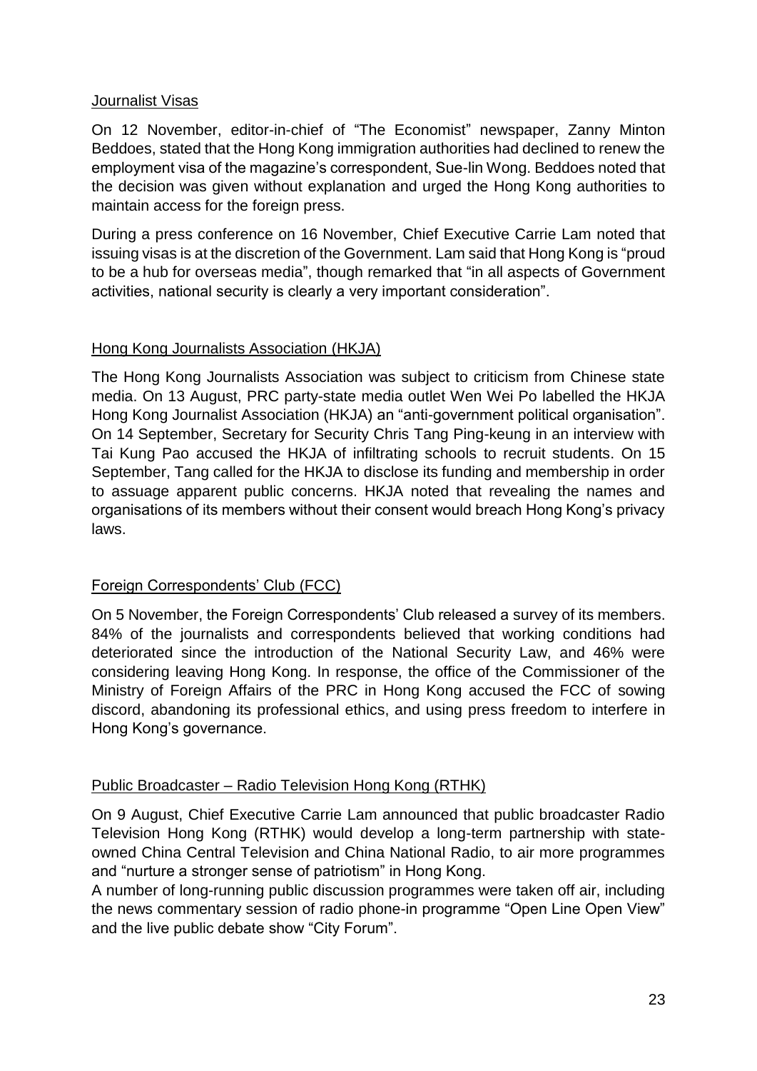Journalist Visas

On 12 November, editor-in-chief of "The Economist" newspaper, Zanny Minton Beddoes, stated that the Hong Kong immigration authorities had declined to renew the employment visa of the magazine's correspondent, Sue-lin Wong. Beddoes noted that the decision was given without explanation and urged the Hong Kong authorities to maintain access for the foreign press.

During a press conference on 16 November, Chief Executive Carrie Lam noted that issuing visas is at the discretion of the Government. Lam said that Hong Kong is "proud to be a hub for overseas media", though remarked that "in all aspects of Government activities, national security is clearly a very important consideration".

Hong Kong Journalists Association (HKJA)

The Hong Kong Journalists Association was subject to criticism from Chinese state media. On 13 August, PRC party-state media outlet Wen Wei Po labelled the HKJA Hong Kong Journalist Association (HKJA) an "anti-government political organisation". On 14 September, Secretary for Security Chris Tang Ping-keung in an interview with Tai Kung Pao accused the HKJA of infiltrating schools to recruit students. On 15 September, Tang called for the HKJA to disclose its funding and membership in order to assuage apparent public concerns. HKJA noted that revealing the names and organisations of its members without their consent would breach Hong Kong's privacy laws.

Foreign Correspondents' Club (FCC)

On 5 November, the Foreign Correspondents' Club released a survey of its members. 84% of the journalists and correspondents believed that working conditions had deteriorated since the introduction of the National Security Law, and 46% were considering leaving Hong Kong. In response, the office of the Commissioner of the Ministry of Foreign Affairs of the PRC in Hong Kong accused the FCC of sowing discord, abandoning its professional ethics, and using press freedom to interfere in Hong Kong's governance.

Public Broadcaster – Radio Television Hong Kong (RTHK)

On 9 August, Chief Executive Carrie Lam announced that public broadcaster Radio Television Hong Kong (RTHK) would develop a long-term partnership with state-owned China Central Television and China National Radio, to air more programmes and "nurture a stronger sense of patriotism" in Hong Kong.

A number of long-running public discussion programmes were taken off air, including the news commentary session of radio phone-in programme "Open Line Open View" and the live public debate show "City Forum".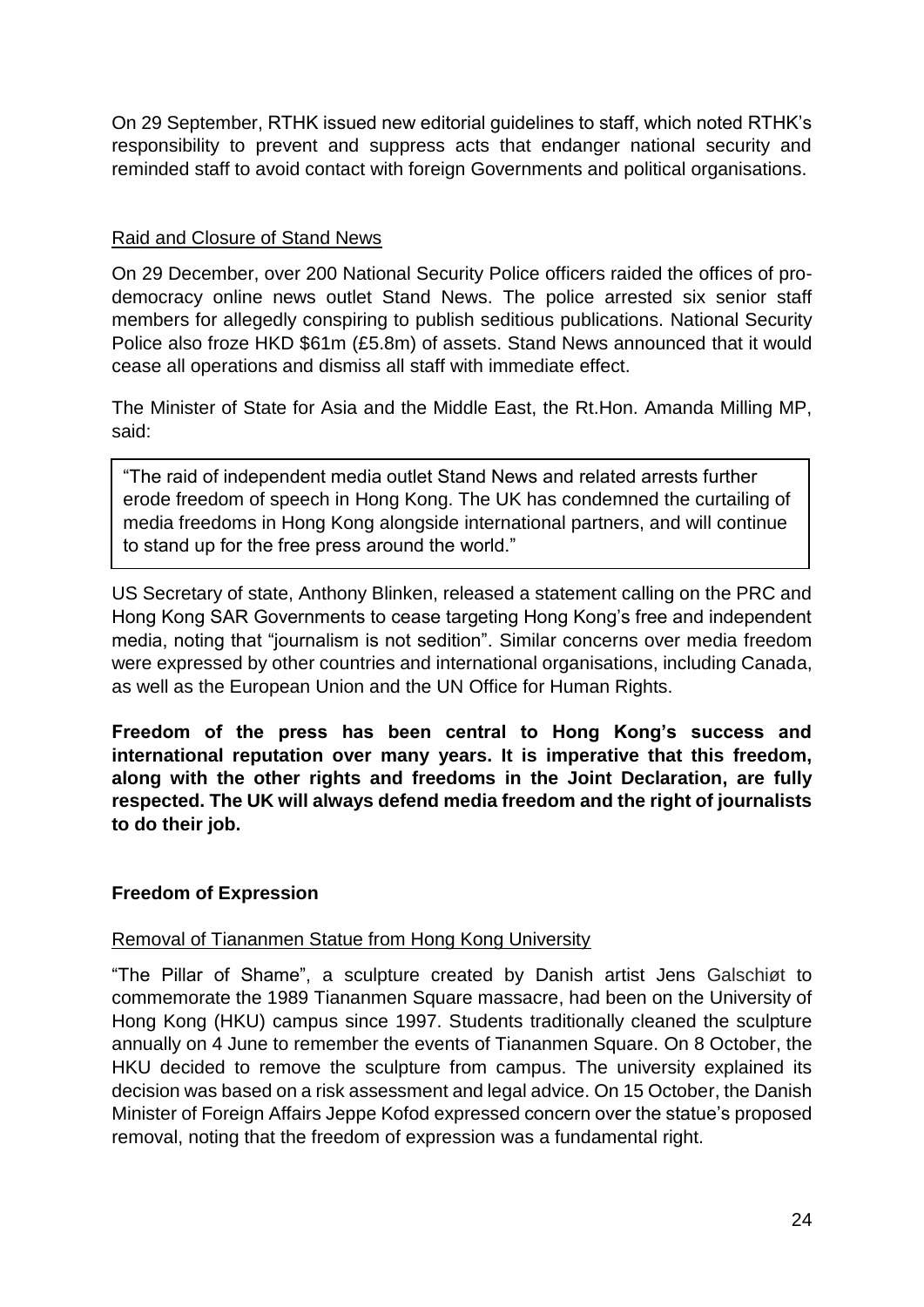On 29 September, RTHK issued new editorial guidelines to staff, which noted RTHK's responsibility to prevent and suppress acts that endanger national security and reminded staff to avoid contact with foreign Governments and political organisations.

Raid and Closure of Stand News

On 29 December, over 200 National Security Police officers raided the offices of pro-democracy online news outlet Stand News. The police arrested six senior staff members for allegedly conspiring to publish seditious publications. National Security Police also froze HKD $61m (£5.8m) of assets. Stand News announced that it would cease all operations and dismiss all staff with immediate effect.

The Minister of State for Asia and the Middle East, the Rt.Hon. Amanda Milling MP, said:

> "The raid of independent media outlet Stand News and related arrests further erode freedom of speech in Hong Kong. The UK has condemned the curtailing of media freedoms in Hong Kong alongside international partners, and will continue to stand up for the free press around the world."

US Secretary of state, Anthony Blinken, released a statement calling on the PRC and Hong Kong SAR Governments to cease targeting Hong Kong's free and independent media, noting that "journalism is not sedition". Similar concerns over media freedom were expressed by other countries and international organisations, including Canada, as well as the European Union and the UN Office for Human Rights.

**Freedom of the press has been central to Hong Kong's success and international reputation over many years. It is imperative that this freedom, along with the other rights and freedoms in the Joint Declaration, are fully respected. The UK will always defend media freedom and the right of journalists to do their job.**

## Freedom of Expression

Removal of Tiananmen Statue from Hong Kong University

"The Pillar of Shame", a sculpture created by Danish artist Jens Galschiøt to commemorate the 1989 Tiananmen Square massacre, had been on the University of Hong Kong (HKU) campus since 1997. Students traditionally cleaned the sculpture annually on 4 June to remember the events of Tiananmen Square. On 8 October, the HKU decided to remove the sculpture from campus. The university explained its decision was based on a risk assessment and legal advice. On 15 October, the Danish Minister of Foreign Affairs Jeppe Kofod expressed concern over the statue's proposed removal, noting that the freedom of expression was a fundamental right.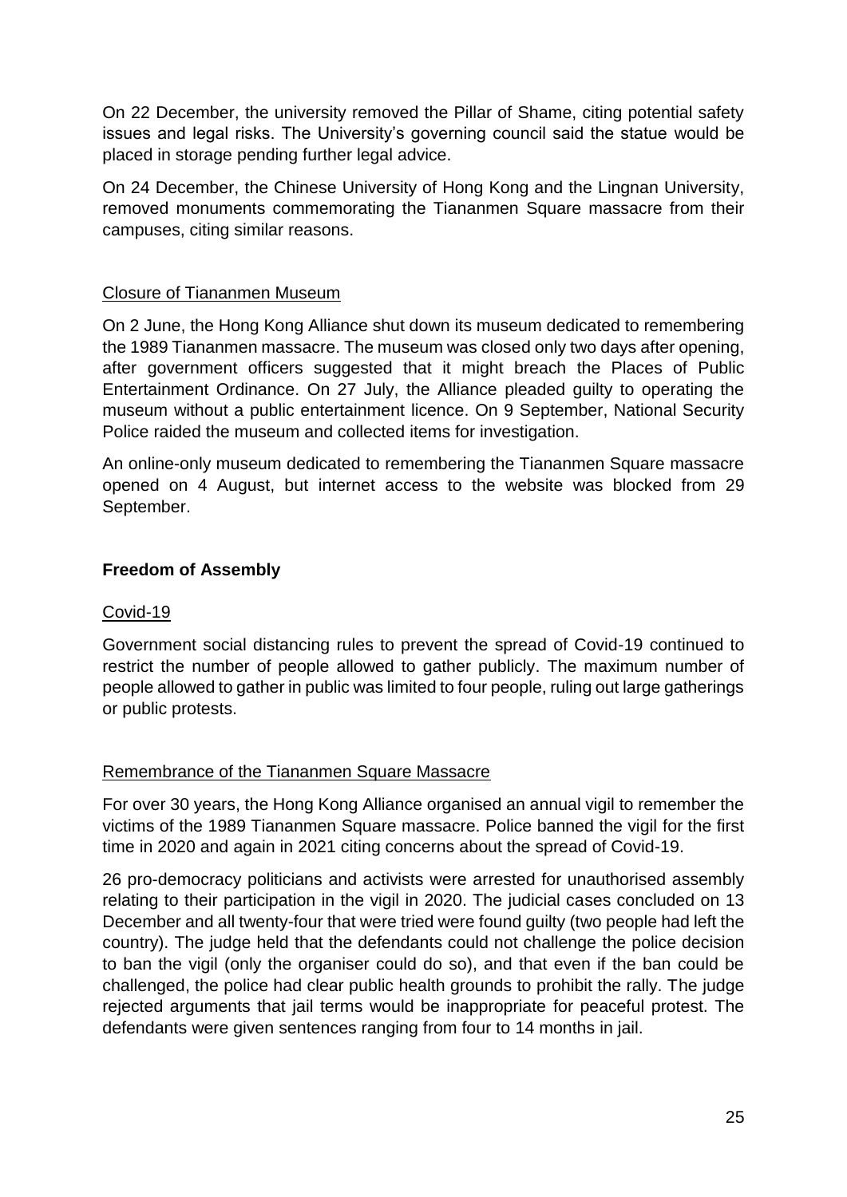On 22 December, the university removed the Pillar of Shame, citing potential safety issues and legal risks. The University's governing council said the statue would be placed in storage pending further legal advice.

On 24 December, the Chinese University of Hong Kong and the Lingnan University, removed monuments commemorating the Tiananmen Square massacre from their campuses, citing similar reasons.

### Closure of Tiananmen Museum

On 2 June, the Hong Kong Alliance shut down its museum dedicated to remembering the 1989 Tiananmen massacre. The museum was closed only two days after opening, after government officers suggested that it might breach the Places of Public Entertainment Ordinance. On 27 July, the Alliance pleaded guilty to operating the museum without a public entertainment licence. On 9 September, National Security Police raided the museum and collected items for investigation.

An online-only museum dedicated to remembering the Tiananmen Square massacre opened on 4 August, but internet access to the website was blocked from 29 September.

## Freedom of Assembly

### Covid-19

Government social distancing rules to prevent the spread of Covid-19 continued to restrict the number of people allowed to gather publicly. The maximum number of people allowed to gather in public was limited to four people, ruling out large gatherings or public protests.

### Remembrance of the Tiananmen Square Massacre

For over 30 years, the Hong Kong Alliance organised an annual vigil to remember the victims of the 1989 Tiananmen Square massacre. Police banned the vigil for the first time in 2020 and again in 2021 citing concerns about the spread of Covid-19.

26 pro-democracy politicians and activists were arrested for unauthorised assembly relating to their participation in the vigil in 2020. The judicial cases concluded on 13 December and all twenty-four that were tried were found guilty (two people had left the country). The judge held that the defendants could not challenge the police decision to ban the vigil (only the organiser could do so), and that even if the ban could be challenged, the police had clear public health grounds to prohibit the rally. The judge rejected arguments that jail terms would be inappropriate for peaceful protest. The defendants were given sentences ranging from four to 14 months in jail.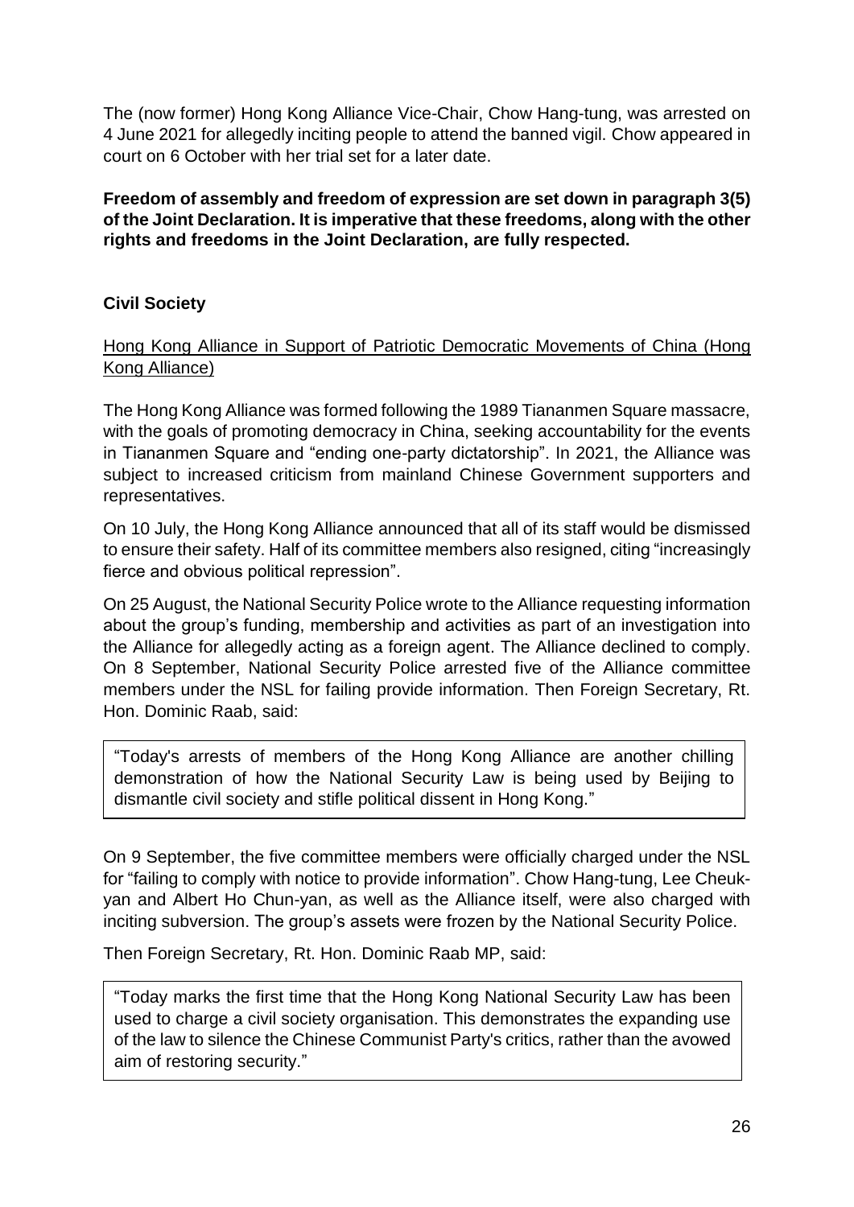The (now former) Hong Kong Alliance Vice-Chair, Chow Hang-tung, was arrested on 4 June 2021 for allegedly inciting people to attend the banned vigil. Chow appeared in court on 6 October with her trial set for a later date.

**Freedom of assembly and freedom of expression are set down in paragraph 3(5) of the Joint Declaration. It is imperative that these freedoms, along with the other rights and freedoms in the Joint Declaration, are fully respected.**

## Civil Society

Hong Kong Alliance in Support of Patriotic Democratic Movements of China (Hong Kong Alliance)

The Hong Kong Alliance was formed following the 1989 Tiananmen Square massacre, with the goals of promoting democracy in China, seeking accountability for the events in Tiananmen Square and "ending one-party dictatorship". In 2021, the Alliance was subject to increased criticism from mainland Chinese Government supporters and representatives.

On 10 July, the Hong Kong Alliance announced that all of its staff would be dismissed to ensure their safety. Half of its committee members also resigned, citing "increasingly fierce and obvious political repression".

On 25 August, the National Security Police wrote to the Alliance requesting information about the group's funding, membership and activities as part of an investigation into the Alliance for allegedly acting as a foreign agent. The Alliance declined to comply. On 8 September, National Security Police arrested five of the Alliance committee members under the NSL for failing provide information. Then Foreign Secretary, Rt. Hon. Dominic Raab, said:

> "Today's arrests of members of the Hong Kong Alliance are another chilling demonstration of how the National Security Law is being used by Beijing to dismantle civil society and stifle political dissent in Hong Kong."

On 9 September, the five committee members were officially charged under the NSL for "failing to comply with notice to provide information". Chow Hang-tung, Lee Cheuk-yan and Albert Ho Chun-yan, as well as the Alliance itself, were also charged with inciting subversion. The group's assets were frozen by the National Security Police.

Then Foreign Secretary, Rt. Hon. Dominic Raab MP, said:

> "Today marks the first time that the Hong Kong National Security Law has been used to charge a civil society organisation. This demonstrates the expanding use of the law to silence the Chinese Communist Party's critics, rather than the avowed aim of restoring security."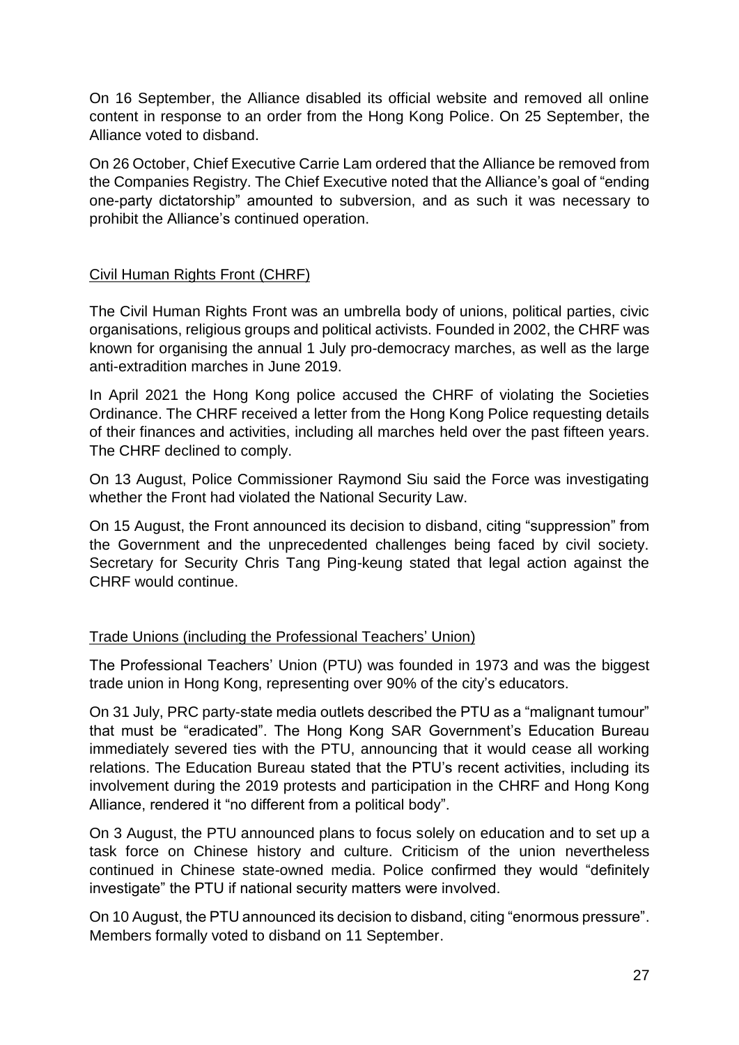On 16 September, the Alliance disabled its official website and removed all online content in response to an order from the Hong Kong Police. On 25 September, the Alliance voted to disband.

On 26 October, Chief Executive Carrie Lam ordered that the Alliance be removed from the Companies Registry. The Chief Executive noted that the Alliance's goal of "ending one-party dictatorship" amounted to subversion, and as such it was necessary to prohibit the Alliance's continued operation.

### Civil Human Rights Front (CHRF)

The Civil Human Rights Front was an umbrella body of unions, political parties, civic organisations, religious groups and political activists. Founded in 2002, the CHRF was known for organising the annual 1 July pro-democracy marches, as well as the large anti-extradition marches in June 2019.

In April 2021 the Hong Kong police accused the CHRF of violating the Societies Ordinance. The CHRF received a letter from the Hong Kong Police requesting details of their finances and activities, including all marches held over the past fifteen years. The CHRF declined to comply.

On 13 August, Police Commissioner Raymond Siu said the Force was investigating whether the Front had violated the National Security Law.

On 15 August, the Front announced its decision to disband, citing "suppression" from the Government and the unprecedented challenges being faced by civil society. Secretary for Security Chris Tang Ping-keung stated that legal action against the CHRF would continue.

### Trade Unions (including the Professional Teachers' Union)

The Professional Teachers' Union (PTU) was founded in 1973 and was the biggest trade union in Hong Kong, representing over 90% of the city's educators.

On 31 July, PRC party-state media outlets described the PTU as a "malignant tumour" that must be "eradicated". The Hong Kong SAR Government's Education Bureau immediately severed ties with the PTU, announcing that it would cease all working relations. The Education Bureau stated that the PTU's recent activities, including its involvement during the 2019 protests and participation in the CHRF and Hong Kong Alliance, rendered it "no different from a political body".

On 3 August, the PTU announced plans to focus solely on education and to set up a task force on Chinese history and culture. Criticism of the union nevertheless continued in Chinese state-owned media. Police confirmed they would "definitely investigate" the PTU if national security matters were involved.

On 10 August, the PTU announced its decision to disband, citing "enormous pressure". Members formally voted to disband on 11 September.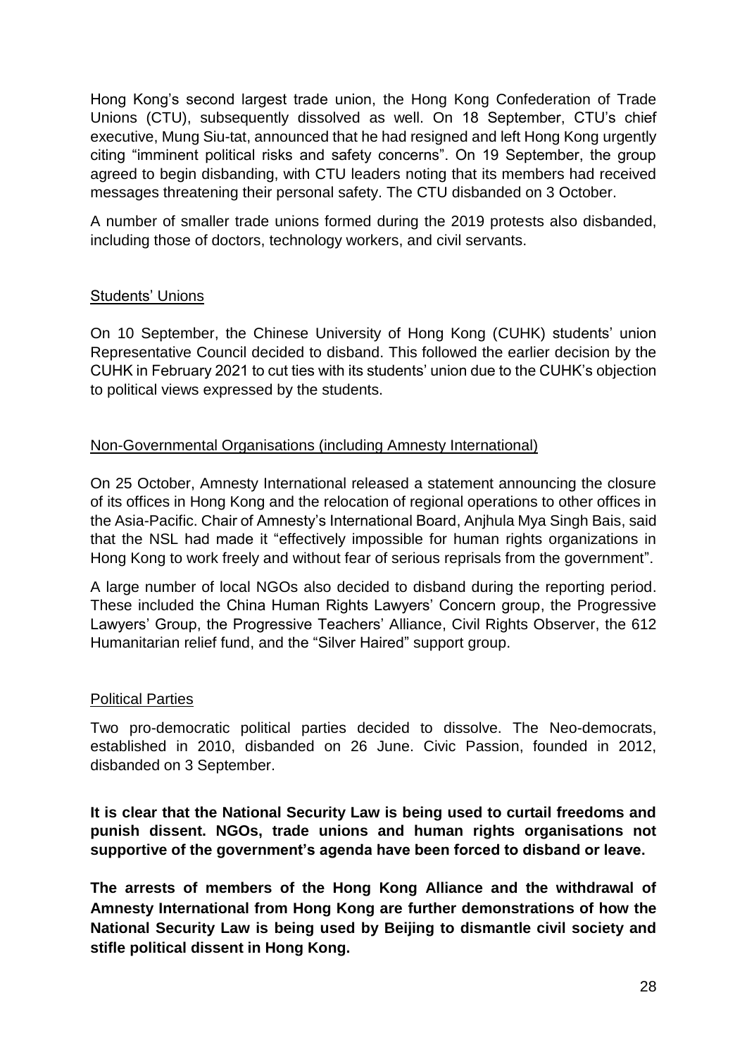Hong Kong's second largest trade union, the Hong Kong Confederation of Trade Unions (CTU), subsequently dissolved as well. On 18 September, CTU's chief executive, Mung Siu-tat, announced that he had resigned and left Hong Kong urgently citing "imminent political risks and safety concerns". On 19 September, the group agreed to begin disbanding, with CTU leaders noting that its members had received messages threatening their personal safety. The CTU disbanded on 3 October.

A number of smaller trade unions formed during the 2019 protests also disbanded, including those of doctors, technology workers, and civil servants.

<u>Students' Unions</u>

On 10 September, the Chinese University of Hong Kong (CUHK) students' union Representative Council decided to disband. This followed the earlier decision by the CUHK in February 2021 to cut ties with its students' union due to the CUHK's objection to political views expressed by the students.

<u>Non-Governmental Organisations (including Amnesty International)</u>

On 25 October, Amnesty International released a statement announcing the closure of its offices in Hong Kong and the relocation of regional operations to other offices in the Asia-Pacific. Chair of Amnesty's International Board, Anjhula Mya Singh Bais, said that the NSL had made it "effectively impossible for human rights organizations in Hong Kong to work freely and without fear of serious reprisals from the government".

A large number of local NGOs also decided to disband during the reporting period. These included the China Human Rights Lawyers' Concern group, the Progressive Lawyers' Group, the Progressive Teachers' Alliance, Civil Rights Observer, the 612 Humanitarian relief fund, and the "Silver Haired" support group.

<u>Political Parties</u>

Two pro-democratic political parties decided to dissolve. The Neo-democrats, established in 2010, disbanded on 26 June. Civic Passion, founded in 2012, disbanded on 3 September.

**It is clear that the National Security Law is being used to curtail freedoms and punish dissent. NGOs, trade unions and human rights organisations not supportive of the government's agenda have been forced to disband or leave.**

**The arrests of members of the Hong Kong Alliance and the withdrawal of Amnesty International from Hong Kong are further demonstrations of how the National Security Law is being used by Beijing to dismantle civil society and stifle political dissent in Hong Kong.**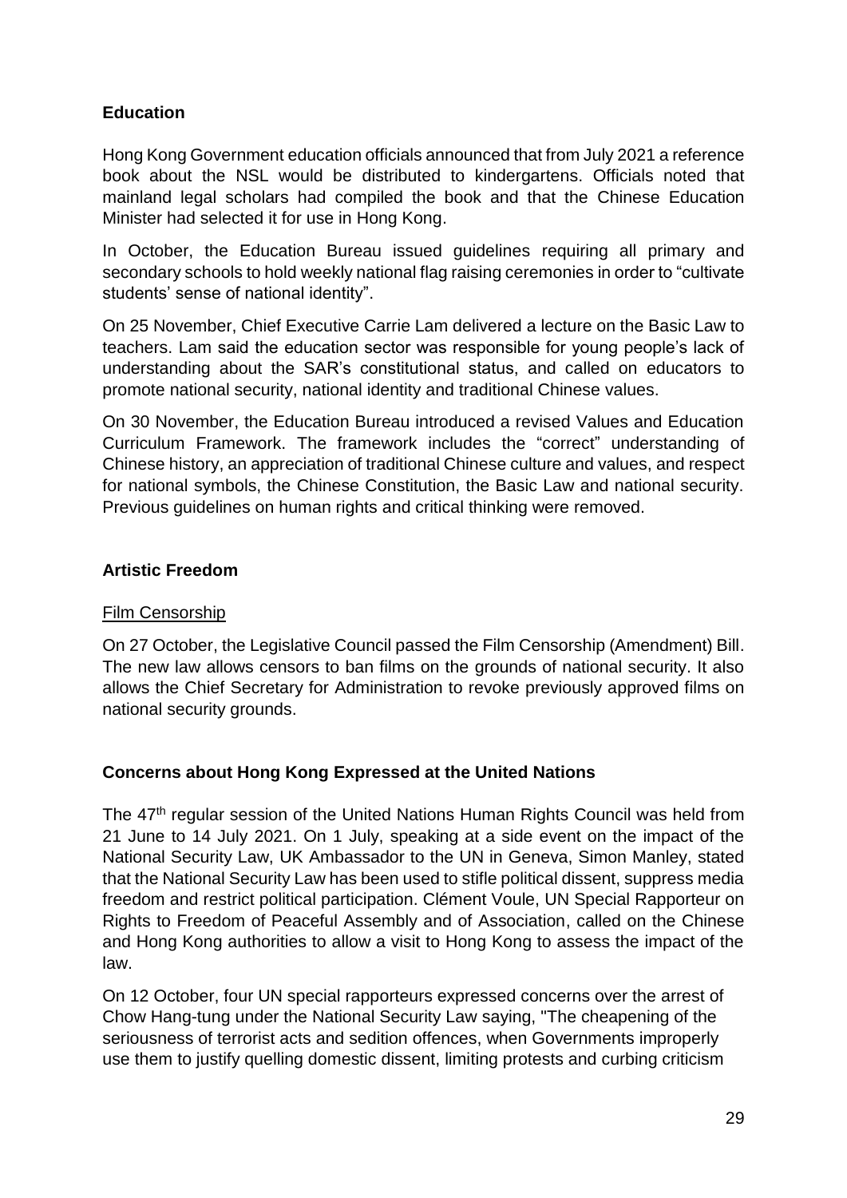## Education

Hong Kong Government education officials announced that from July 2021 a reference book about the NSL would be distributed to kindergartens. Officials noted that mainland legal scholars had compiled the book and that the Chinese Education Minister had selected it for use in Hong Kong.

In October, the Education Bureau issued guidelines requiring all primary and secondary schools to hold weekly national flag raising ceremonies in order to "cultivate students' sense of national identity".

On 25 November, Chief Executive Carrie Lam delivered a lecture on the Basic Law to teachers. Lam said the education sector was responsible for young people's lack of understanding about the SAR's constitutional status, and called on educators to promote national security, national identity and traditional Chinese values.

On 30 November, the Education Bureau introduced a revised Values and Education Curriculum Framework. The framework includes the "correct" understanding of Chinese history, an appreciation of traditional Chinese culture and values, and respect for national symbols, the Chinese Constitution, the Basic Law and national security. Previous guidelines on human rights and critical thinking were removed.

## Artistic Freedom

### Film Censorship

On 27 October, the Legislative Council passed the Film Censorship (Amendment) Bill. The new law allows censors to ban films on the grounds of national security. It also allows the Chief Secretary for Administration to revoke previously approved films on national security grounds.

## Concerns about Hong Kong Expressed at the United Nations

The 47th regular session of the United Nations Human Rights Council was held from 21 June to 14 July 2021. On 1 July, speaking at a side event on the impact of the National Security Law, UK Ambassador to the UN in Geneva, Simon Manley, stated that the National Security Law has been used to stifle political dissent, suppress media freedom and restrict political participation. Clément Voule, UN Special Rapporteur on Rights to Freedom of Peaceful Assembly and of Association, called on the Chinese and Hong Kong authorities to allow a visit to Hong Kong to assess the impact of the law.

On 12 October, four UN special rapporteurs expressed concerns over the arrest of Chow Hang-tung under the National Security Law saying, "The cheapening of the seriousness of terrorist acts and sedition offences, when Governments improperly use them to justify quelling domestic dissent, limiting protests and curbing criticism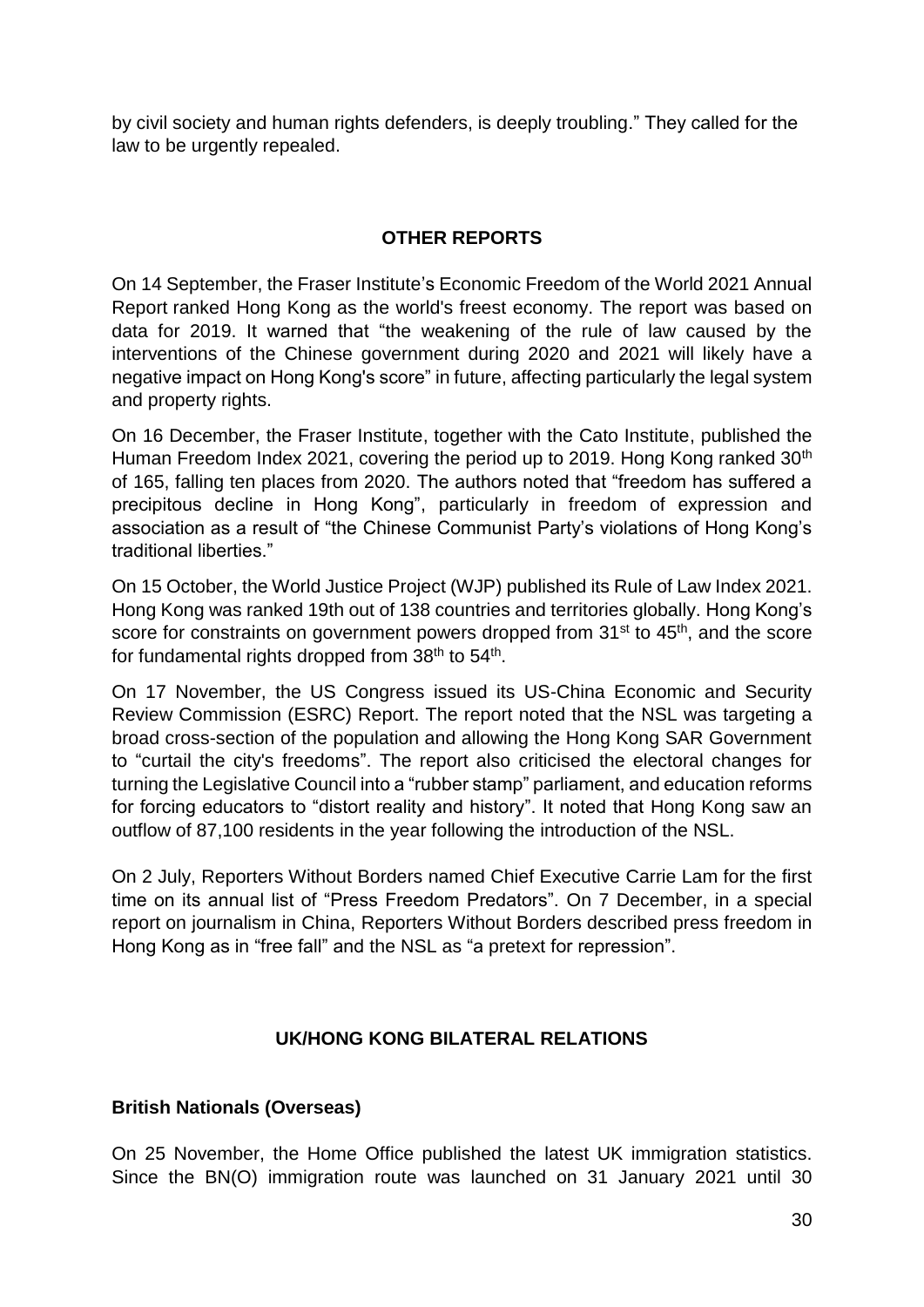by civil society and human rights defenders, is deeply troubling." They called for the law to be urgently repealed.

## OTHER REPORTS

On 14 September, the Fraser Institute's Economic Freedom of the World 2021 Annual Report ranked Hong Kong as the world's freest economy. The report was based on data for 2019. It warned that "the weakening of the rule of law caused by the interventions of the Chinese government during 2020 and 2021 will likely have a negative impact on Hong Kong's score" in future, affecting particularly the legal system and property rights.

On 16 December, the Fraser Institute, together with the Cato Institute, published the Human Freedom Index 2021, covering the period up to 2019. Hong Kong ranked 30th of 165, falling ten places from 2020. The authors noted that "freedom has suffered a precipitous decline in Hong Kong", particularly in freedom of expression and association as a result of "the Chinese Communist Party's violations of Hong Kong's traditional liberties."

On 15 October, the World Justice Project (WJP) published its Rule of Law Index 2021. Hong Kong was ranked 19th out of 138 countries and territories globally. Hong Kong's score for constraints on government powers dropped from 31st to 45th, and the score for fundamental rights dropped from 38th to 54th.

On 17 November, the US Congress issued its US-China Economic and Security Review Commission (ESRC) Report. The report noted that the NSL was targeting a broad cross-section of the population and allowing the Hong Kong SAR Government to "curtail the city's freedoms". The report also criticised the electoral changes for turning the Legislative Council into a "rubber stamp" parliament, and education reforms for forcing educators to "distort reality and history". It noted that Hong Kong saw an outflow of 87,100 residents in the year following the introduction of the NSL.

On 2 July, Reporters Without Borders named Chief Executive Carrie Lam for the first time on its annual list of "Press Freedom Predators". On 7 December, in a special report on journalism in China, Reporters Without Borders described press freedom in Hong Kong as in "free fall" and the NSL as "a pretext for repression".

## UK/HONG KONG BILATERAL RELATIONS

### British Nationals (Overseas)

On 25 November, the Home Office published the latest UK immigration statistics. Since the BN(O) immigration route was launched on 31 January 2021 until 30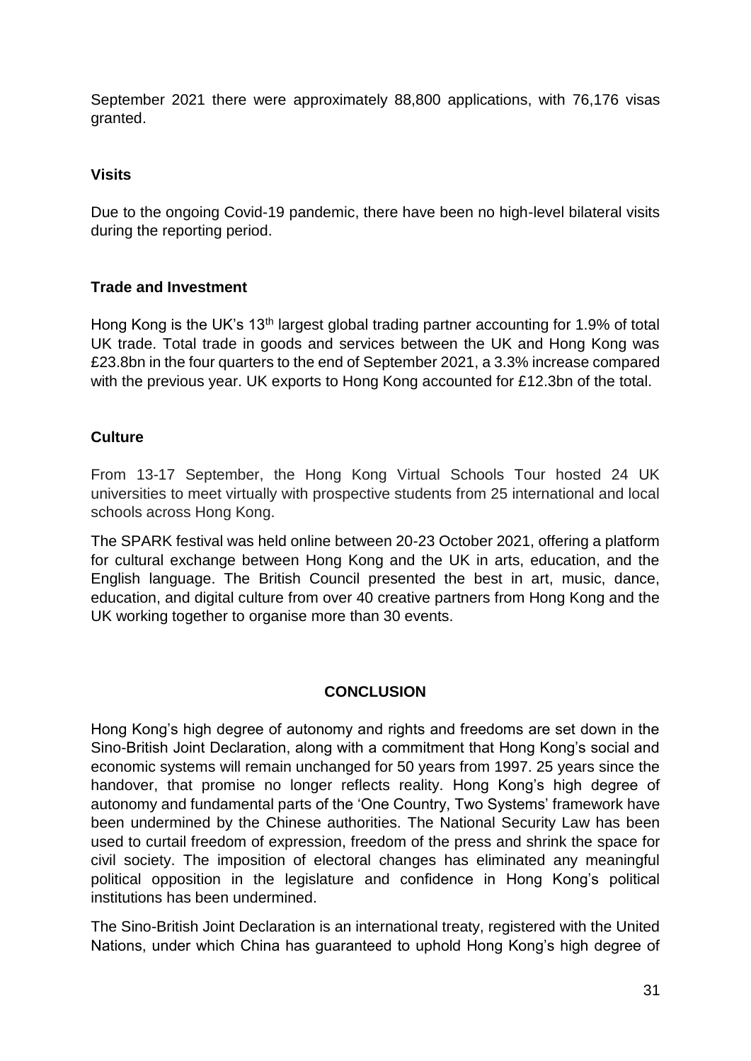September 2021 there were approximately 88,800 applications, with 76,176 visas granted.

**Visits**

Due to the ongoing Covid-19 pandemic, there have been no high-level bilateral visits during the reporting period.

**Trade and Investment**

Hong Kong is the UK's 13th largest global trading partner accounting for 1.9% of total UK trade. Total trade in goods and services between the UK and Hong Kong was £23.8bn in the four quarters to the end of September 2021, a 3.3% increase compared with the previous year. UK exports to Hong Kong accounted for £12.3bn of the total.

**Culture**

From 13-17 September, the Hong Kong Virtual Schools Tour hosted 24 UK universities to meet virtually with prospective students from 25 international and local schools across Hong Kong.

The SPARK festival was held online between 20-23 October 2021, offering a platform for cultural exchange between Hong Kong and the UK in arts, education, and the English language. The British Council presented the best in art, music, dance, education, and digital culture from over 40 creative partners from Hong Kong and the UK working together to organise more than 30 events.

## CONCLUSION

Hong Kong's high degree of autonomy and rights and freedoms are set down in the Sino-British Joint Declaration, along with a commitment that Hong Kong's social and economic systems will remain unchanged for 50 years from 1997. 25 years since the handover, that promise no longer reflects reality. Hong Kong's high degree of autonomy and fundamental parts of the 'One Country, Two Systems' framework have been undermined by the Chinese authorities. The National Security Law has been used to curtail freedom of expression, freedom of the press and shrink the space for civil society. The imposition of electoral changes has eliminated any meaningful political opposition in the legislature and confidence in Hong Kong's political institutions has been undermined.

The Sino-British Joint Declaration is an international treaty, registered with the United Nations, under which China has guaranteed to uphold Hong Kong's high degree of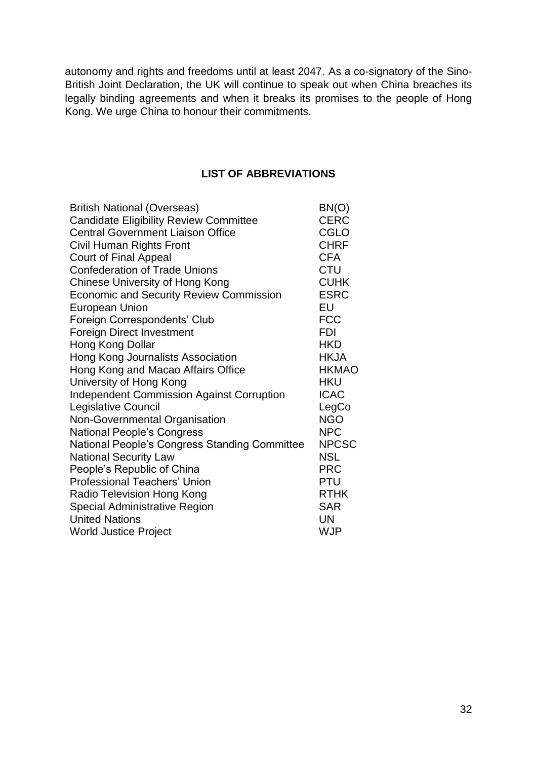autonomy and rights and freedoms until at least 2047. As a co-signatory of the Sino-British Joint Declaration, the UK will continue to speak out when China breaches its legally binding agreements and when it breaks its promises to the people of Hong Kong. We urge China to honour their commitments.

## LIST OF ABBREVIATIONS

| | |
|---|---|
| British National (Overseas) | BN(O) |
| Candidate Eligibility Review Committee | CERC |
| Central Government Liaison Office | CGLO |
| Civil Human Rights Front | CHRF |
| Court of Final Appeal | CFA |
| Confederation of Trade Unions | CTU |
| Chinese University of Hong Kong | CUHK |
| Economic and Security Review Commission | ESRC |
| European Union | EU |
| Foreign Correspondents' Club | FCC |
| Foreign Direct Investment | FDI |
| Hong Kong Dollar | HKD |
| Hong Kong Journalists Association | HKJA |
| Hong Kong and Macao Affairs Office | HKMAO |
| University of Hong Kong | HKU |
| Independent Commission Against Corruption | ICAC |
| Legislative Council | LegCo |
| Non-Governmental Organisation | NGO |
| National People's Congress | NPC |
| National People's Congress Standing Committee | NPCSC |
| National Security Law | NSL |
| People's Republic of China | PRC |
| Professional Teachers' Union | PTU |
| Radio Television Hong Kong | RTHK |
| Special Administrative Region | SAR |
| United Nations | UN |
| World Justice Project | WJP |